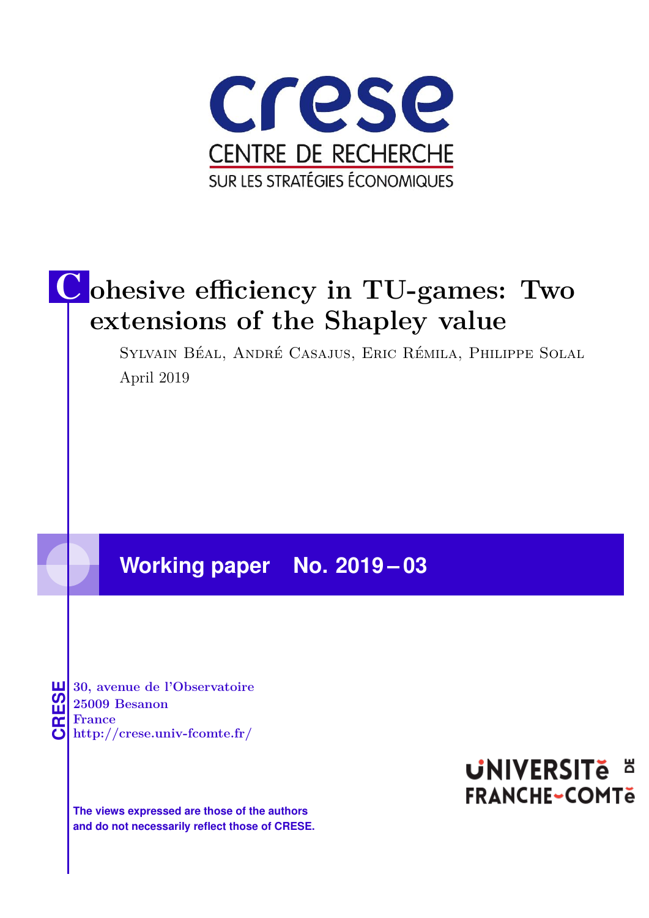crese

CENTRE DE RECHERCHE
SUR LES STRATÉGIES ÉCONOMIQUES

# Cohesive efficiency in TU-games: Two extensions of the Shapley value

Sylvain Béal, André Casajus, Eric Rémila, Philippe Solal

April 2019

**Working paper No. 2019 – 03**

CRESE

30, avenue de l'Observatoire
25009 Besanon
France
http://crese.univ-fcomte.fr/

UNIVERSITÉ DE FRANCHE-COMTÉ

**The views expressed are those of the authors and do not necessarily reflect those of CRESE.**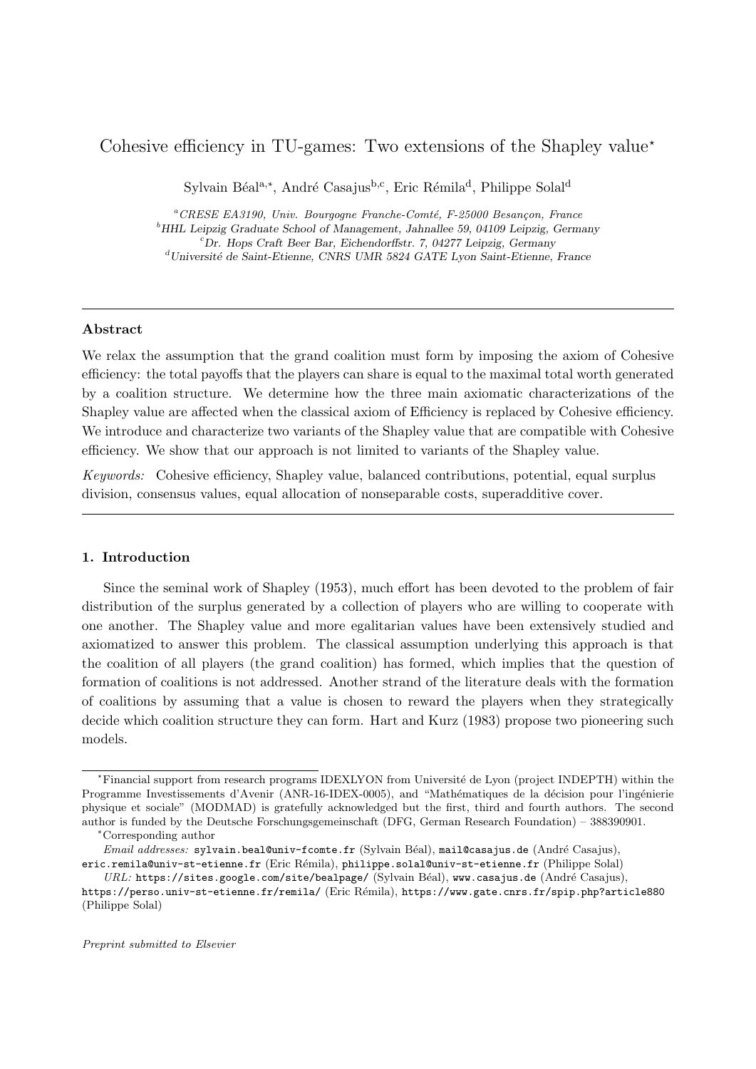# Cohesive efficiency in TU-games: Two extensions of the Shapley value*

Sylvain Béal[a,*], André Casajus[b,c], Eric Rémila[d], Philippe Solal[d]

[a] *CRESE EA3190, Univ. Bourgogne Franche-Comté, F-25000 Besançon, France*
[b] *HHL Leipzig Graduate School of Management, Jahnallee 59, 04109 Leipzig, Germany*
[c] *Dr. Hops Craft Beer Bar, Eichendorffstr. 7, 04277 Leipzig, Germany*
[d] *Université de Saint-Etienne, CNRS UMR 5824 GATE Lyon Saint-Etienne, France*

---

### Abstract

We relax the assumption that the grand coalition must form by imposing the axiom of Cohesive efficiency: the total payoffs that the players can share is equal to the maximal total worth generated by a coalition structure. We determine how the three main axiomatic characterizations of the Shapley value are affected when the classical axiom of Efficiency is replaced by Cohesive efficiency. We introduce and characterize two variants of the Shapley value that are compatible with Cohesive efficiency. We show that our approach is not limited to variants of the Shapley value.

*Keywords:* Cohesive efficiency, Shapley value, balanced contributions, potential, equal surplus division, consensus values, equal allocation of nonseparable costs, superadditive cover.

---

## 1. Introduction

Since the seminal work of Shapley (1953), much effort has been devoted to the problem of fair distribution of the surplus generated by a collection of players who are willing to cooperate with one another. The Shapley value and more egalitarian values have been extensively studied and axiomatized to answer this problem. The classical assumption underlying this approach is that the coalition of all players (the grand coalition) has formed, which implies that the question of formation of coalitions is not addressed. Another strand of the literature deals with the formation of coalitions by assuming that a value is chosen to reward the players when they strategically decide which coalition structure they can form. Hart and Kurz (1983) propose two pioneering such models.

---

*Financial support from research programs IDEXLYON from Université de Lyon (project INDEPTH) within the Programme Investissements d'Avenir (ANR-16-IDEX-0005), and "Mathématiques de la décision pour l'ingénierie physique et sociale" (MODMAD) is gratefully acknowledged but the first, third and fourth authors. The second author is funded by the Deutsche Forschungsgemeinschaft (DFG, German Research Foundation) – 388390901.

*Corresponding author

*Email addresses:* sylvain.beal@univ-fcomte.fr (Sylvain Béal), mail@casajus.de (André Casajus), eric.remila@univ-st-etienne.fr (Eric Rémila), philippe.solal@univ-st-etienne.fr (Philippe Solal)

*URL:* https://sites.google.com/site/bealpage/ (Sylvain Béal), www.casajus.de (André Casajus), https://perso.univ-st-etienne.fr/remila/ (Eric Rémila), https://www.gate.cnrs.fr/spip.php?article880 (Philippe Solal)

*Preprint submitted to Elsevier*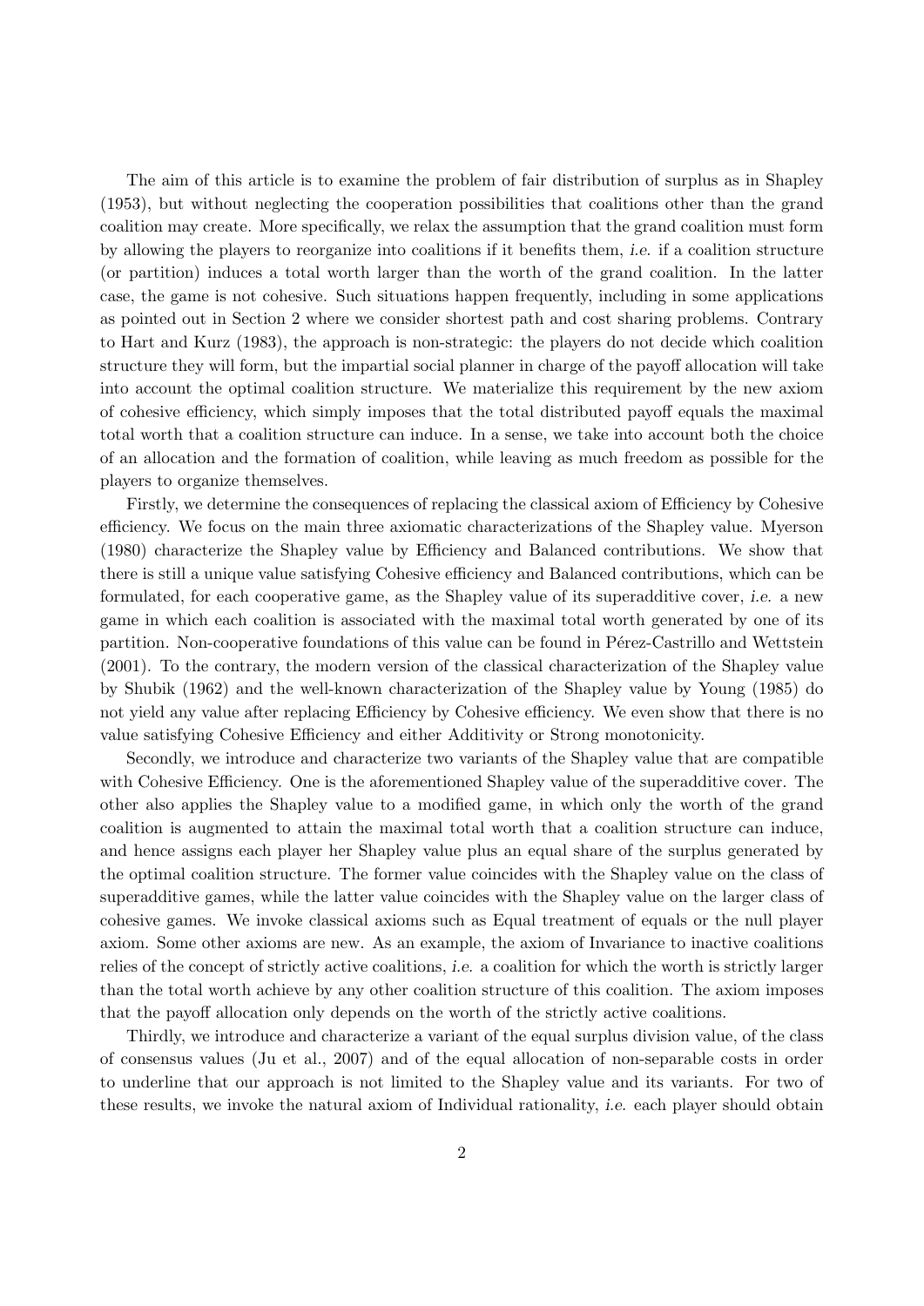The aim of this article is to examine the problem of fair distribution of surplus as in Shapley (1953), but without neglecting the cooperation possibilities that coalitions other than the grand coalition may create. More specifically, we relax the assumption that the grand coalition must form by allowing the players to reorganize into coalitions if it benefits them, *i.e.* if a coalition structure (or partition) induces a total worth larger than the worth of the grand coalition. In the latter case, the game is not cohesive. Such situations happen frequently, including in some applications as pointed out in Section 2 where we consider shortest path and cost sharing problems. Contrary to Hart and Kurz (1983), the approach is non-strategic: the players do not decide which coalition structure they will form, but the impartial social planner in charge of the payoff allocation will take into account the optimal coalition structure. We materialize this requirement by the new axiom of cohesive efficiency, which simply imposes that the total distributed payoff equals the maximal total worth that a coalition structure can induce. In a sense, we take into account both the choice of an allocation and the formation of coalition, while leaving as much freedom as possible for the players to organize themselves.

Firstly, we determine the consequences of replacing the classical axiom of Efficiency by Cohesive efficiency. We focus on the main three axiomatic characterizations of the Shapley value. Myerson (1980) characterize the Shapley value by Efficiency and Balanced contributions. We show that there is still a unique value satisfying Cohesive efficiency and Balanced contributions, which can be formulated, for each cooperative game, as the Shapley value of its superadditive cover, *i.e.* a new game in which each coalition is associated with the maximal total worth generated by one of its partition. Non-cooperative foundations of this value can be found in Pérez-Castrillo and Wettstein (2001). To the contrary, the modern version of the classical characterization of the Shapley value by Shubik (1962) and the well-known characterization of the Shapley value by Young (1985) do not yield any value after replacing Efficiency by Cohesive efficiency. We even show that there is no value satisfying Cohesive Efficiency and either Additivity or Strong monotonicity.

Secondly, we introduce and characterize two variants of the Shapley value that are compatible with Cohesive Efficiency. One is the aforementioned Shapley value of the superadditive cover. The other also applies the Shapley value to a modified game, in which only the worth of the grand coalition is augmented to attain the maximal total worth that a coalition structure can induce, and hence assigns each player her Shapley value plus an equal share of the surplus generated by the optimal coalition structure. The former value coincides with the Shapley value on the class of superadditive games, while the latter value coincides with the Shapley value on the larger class of cohesive games. We invoke classical axioms such as Equal treatment of equals or the null player axiom. Some other axioms are new. As an example, the axiom of Invariance to inactive coalitions relies of the concept of strictly active coalitions, *i.e.* a coalition for which the worth is strictly larger than the total worth achieve by any other coalition structure of this coalition. The axiom imposes that the payoff allocation only depends on the worth of the strictly active coalitions.

Thirdly, we introduce and characterize a variant of the equal surplus division value, of the class of consensus values (Ju et al., 2007) and of the equal allocation of non-separable costs in order to underline that our approach is not limited to the Shapley value and its variants. For two of these results, we invoke the natural axiom of Individual rationality, *i.e.* each player should obtain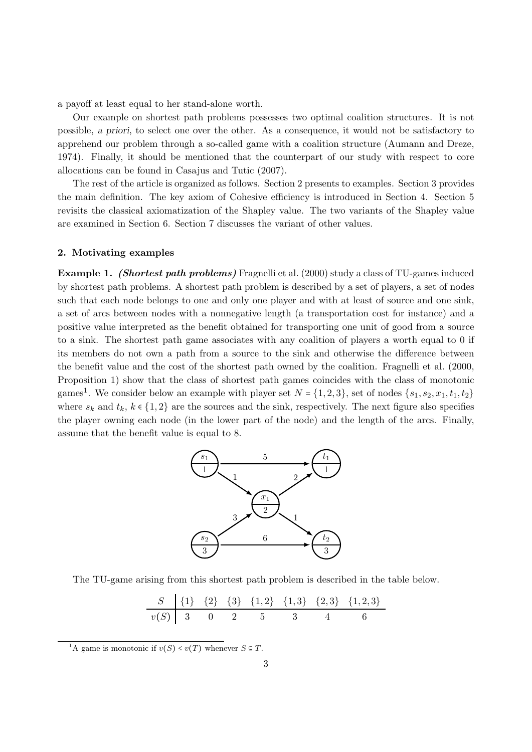a payoff at least equal to her stand-alone worth.

Our example on shortest path problems possesses two optimal coalition structures. It is not possible, *a priori*, to select one over the other. As a consequence, it would not be satisfactory to apprehend our problem through a so-called game with a coalition structure (Aumann and Dreze, 1974). Finally, it should be mentioned that the counterpart of our study with respect to core allocations can be found in Casajus and Tutic (2007).

The rest of the article is organized as follows. Section 2 presents to examples. Section 3 provides the main definition. The key axiom of Cohesive efficiency is introduced in Section 4. Section 5 revisits the classical axiomatization of the Shapley value. The two variants of the Shapley value are examined in Section 6. Section 7 discusses the variant of other values.

## 2. Motivating examples

**Example 1.** ***(Shortest path problems)*** Fragnelli et al. (2000) study a class of TU-games induced by shortest path problems. A shortest path problem is described by a set of players, a set of nodes such that each node belongs to one and only one player and with at least of source and one sink, a set of arcs between nodes with a nonnegative length (a transportation cost for instance) and a positive value interpreted as the benefit obtained for transporting one unit of good from a source to a sink. The shortest path game associates with any coalition of players a worth equal to 0 if its members do not own a path from a source to the sink and otherwise the difference between the benefit value and the cost of the shortest path owned by the coalition. Fragnelli et al. (2000, Proposition 1) show that the class of shortest path games coincides with the class of monotonic games[1]. We consider below an example with player set $N = \{1,2,3\}$, set of nodes $\{s_1, s_2, x_1, t_1, t_2\}$ where $s_k$ and $t_k$, $k \in \{1,2\}$ are the sources and the sink, respectively. The next figure also specifies the player owning each node (in the lower part of the node) and the length of the arcs. Finally, assume that the benefit value is equal to 8.

The TU-game arising from this shortest path problem is described in the table below.

| $S$ | $\{1\}$ | $\{2\}$ | $\{3\}$ | $\{1,2\}$ | $\{1,3\}$ | $\{2,3\}$ | $\{1,2,3\}$ |
|---|---|---|---|---|---|---|---|
| $v(S)$ | 3 | 0 | 2 | 5 | 3 | 4 | 6 |

[1] A game is monotonic if $v(S) \le v(T)$ whenever $S \subseteq T$.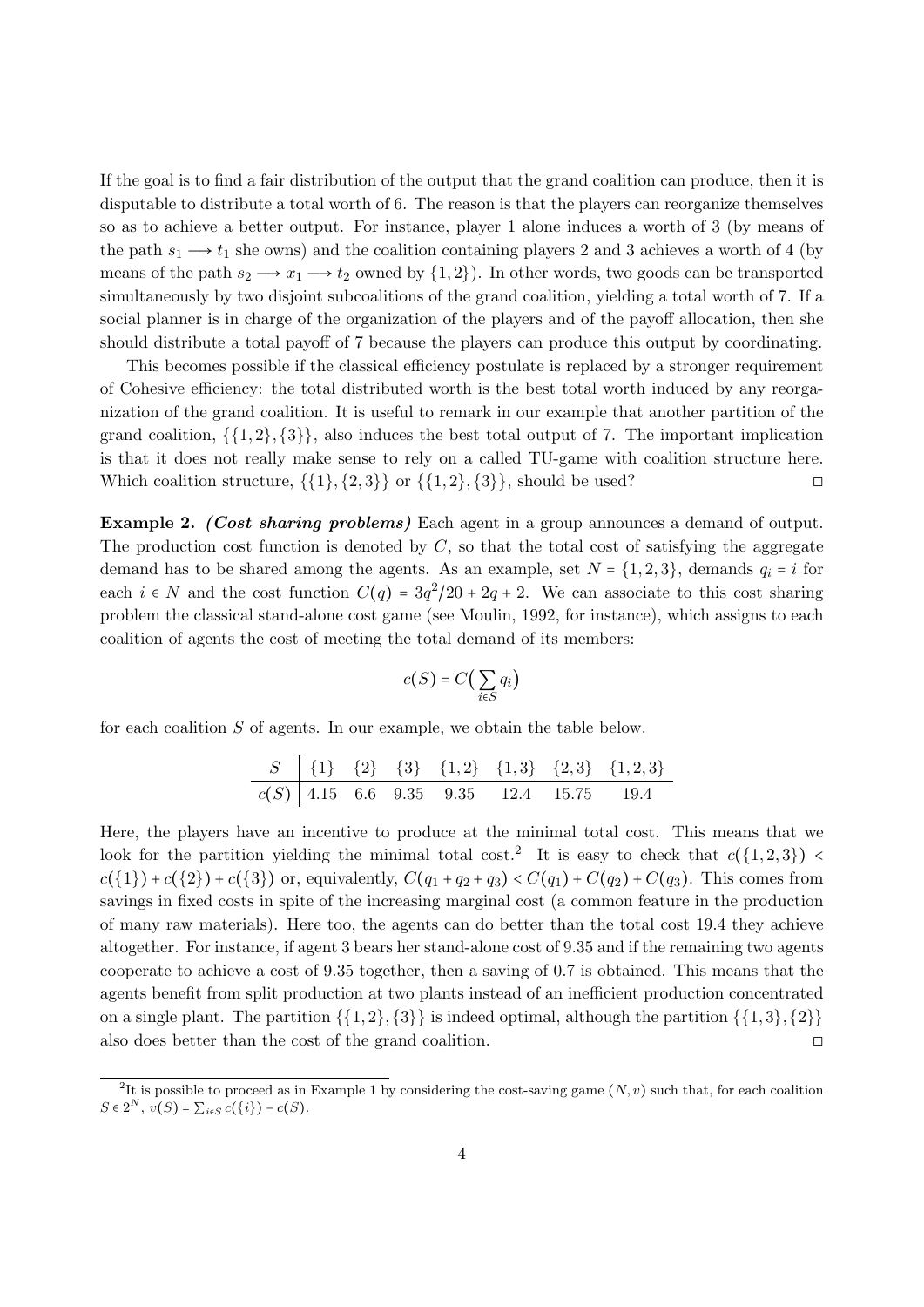If the goal is to find a fair distribution of the output that the grand coalition can produce, then it is disputable to distribute a total worth of 6. The reason is that the players can reorganize themselves so as to achieve a better output. For instance, player 1 alone induces a worth of 3 (by means of the path $s_1 \longrightarrow t_1$ she owns) and the coalition containing players 2 and 3 achieves a worth of 4 (by means of the path $s_2 \longrightarrow x_1 \longrightarrow t_2$ owned by $\{1,2\}$). In other words, two goods can be transported simultaneously by two disjoint subcoalitions of the grand coalition, yielding a total worth of 7. If a social planner is in charge of the organization of the players and of the payoff allocation, then she should distribute a total payoff of 7 because the players can produce this output by coordinating.

This becomes possible if the classical efficiency postulate is replaced by a stronger requirement of Cohesive efficiency: the total distributed worth is the best total worth induced by any reorganization of the grand coalition. It is useful to remark in our example that another partition of the grand coalition, $\{\{1,2\},\{3\}\}$, also induces the best total output of 7. The important implication is that it does not really make sense to rely on a called TU-game with coalition structure here. Which coalition structure, $\{\{1\},\{2,3\}\}$ or $\{\{1,2\},\{3\}\}$, should be used? □

**Example 2.** ***(Cost sharing problems)*** Each agent in a group announces a demand of output. The production cost function is denoted by $C$, so that the total cost of satisfying the aggregate demand has to be shared among the agents. As an example, set $N = \{1,2,3\}$, demands $q_i = i$ for each $i \in N$ and the cost function $C(q) = 3q^2/20 + 2q + 2$. We can associate to this cost sharing problem the classical stand-alone cost game (see Moulin, 1992, for instance), which assigns to each coalition of agents the cost of meeting the total demand of its members:

$$c(S) = C\big(\sum_{i \in S} q_i\big)$$

for each coalition $S$ of agents. In our example, we obtain the table below.

| $S$ | $\{1\}$ | $\{2\}$ | $\{3\}$ | $\{1,2\}$ | $\{1,3\}$ | $\{2,3\}$ | $\{1,2,3\}$ |
|---|---|---|---|---|---|---|---|
| $c(S)$ | 4.15 | 6.6 | 9.35 | 9.35 | 12.4 | 15.75 | 19.4 |

Here, the players have an incentive to produce at the minimal total cost. This means that we look for the partition yielding the minimal total cost.[2] It is easy to check that $c(\{1,2,3\}) < c(\{1\}) + c(\{2\}) + c(\{3\})$ or, equivalently, $C(q_1 + q_2 + q_3) < C(q_1) + C(q_2) + C(q_3)$. This comes from savings in fixed costs in spite of the increasing marginal cost (a common feature in the production of many raw materials). Here too, the agents can do better than the total cost 19.4 they achieve altogether. For instance, if agent 3 bears her stand-alone cost of 9.35 and if the remaining two agents cooperate to achieve a cost of 9.35 together, then a saving of 0.7 is obtained. This means that the agents benefit from split production at two plants instead of an inefficient production concentrated on a single plant. The partition $\{\{1,2\},\{3\}\}$ is indeed optimal, although the partition $\{\{1,3\},\{2\}\}$ also does better than the cost of the grand coalition. □

[2] It is possible to proceed as in Example 1 by considering the cost-saving game $(N, v)$ such that, for each coalition $S \in 2^N$, $v(S) = \sum_{i \in S} c(\{i\}) - c(S)$.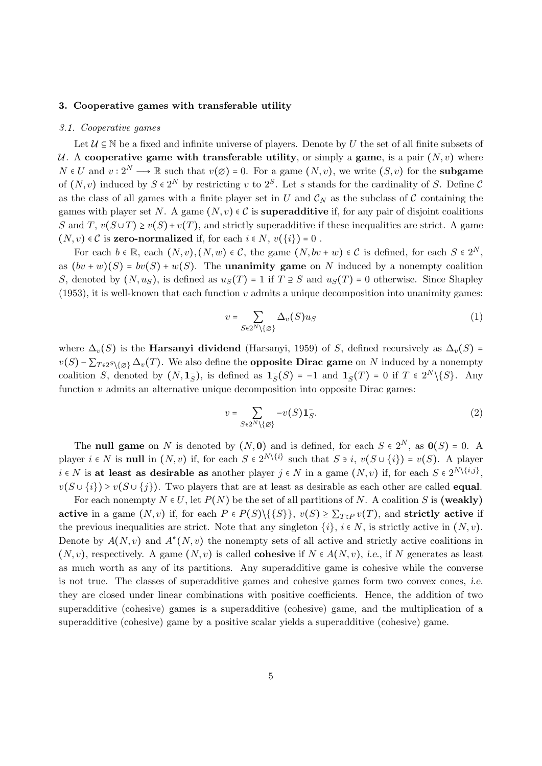## 3. Cooperative games with transferable utility

### *3.1. Cooperative games*

Let $\mathcal{U} \subseteq \mathbb{N}$ be a fixed and infinite universe of players. Denote by $U$ the set of all finite subsets of $\mathcal{U}$. A **cooperative game with transferable utility**, or simply a **game**, is a pair $(N, v)$ where $N \in U$ and $v : 2^N \longrightarrow \mathbb{R}$ such that $v(\varnothing) = 0$. For a game $(N, v)$, we write $(S, v)$ for the **subgame** of $(N, v)$ induced by $S \in 2^N$ by restricting $v$ to $2^S$. Let $s$ stands for the cardinality of $S$. Define $\mathcal{C}$ as the class of all games with a finite player set in $U$ and $\mathcal{C}_N$ as the subclass of $\mathcal{C}$ containing the games with player set $N$. A game $(N, v) \in \mathcal{C}$ is **superadditive** if, for any pair of disjoint coalitions $S$ and $T$, $v(S \cup T) \geq v(S) + v(T)$, and strictly superadditive if these inequalities are strict. A game $(N, v) \in \mathcal{C}$ is **zero-normalized** if, for each $i \in N$, $v(\{i\}) = 0$ .

For each $b \in \mathbb{R}$, each $(N, v), (N, w) \in \mathcal{C}$, the game $(N, bv + w) \in \mathcal{C}$ is defined, for each $S \in 2^N$, as $(bv + w)(S) = bv(S) + w(S)$. The **unanimity game** on $N$ induced by a nonempty coalition $S$, denoted by $(N, u_S)$, is defined as $u_S(T) = 1$ if $T \supseteq S$ and $u_S(T) = 0$ otherwise. Since Shapley (1953), it is well-known that each function $v$ admits a unique decomposition into unanimity games:

$$v = \sum_{S \in 2^N \setminus \{\varnothing\}} \Delta_v(S) u_S \tag{1}$$

where $\Delta_v(S)$ is the **Harsanyi dividend** (Harsanyi, 1959) of $S$, defined recursively as $\Delta_v(S) = v(S) - \sum_{T \in 2^S \setminus \{\varnothing\}} \Delta_v(T)$. We also define the **opposite Dirac game** on $N$ induced by a nonempty coalition $S$, denoted by $(N, \mathbf{1}^-_S)$, is defined as $\mathbf{1}^-_S(S) = -1$ and $\mathbf{1}^-_S(T) = 0$ if $T \in 2^N \setminus \{S\}$. Any function $v$ admits an alternative unique decomposition into opposite Dirac games:

$$v = \sum_{S \in 2^N \setminus \{\varnothing\}} -v(S) \mathbf{1}^-_S. \tag{2}$$

The **null game** on $N$ is denoted by $(N, \mathbf{0})$ and is defined, for each $S \in 2^N$, as $\mathbf{0}(S) = 0$. A player $i \in N$ is **null** in $(N, v)$ if, for each $S \in 2^{N \setminus \{i\}}$ such that $S \ni i$, $v(S \cup \{i\}) = v(S)$. A player $i \in N$ is **at least as desirable as** another player $j \in N$ in a game $(N, v)$ if, for each $S \in 2^{N \setminus \{i,j\}}$, $v(S \cup \{i\}) \geq v(S \cup \{j\})$. Two players that are at least as desirable as each other are called **equal**.

For each nonempty $N \in U$, let $P(N)$ be the set of all partitions of $N$. A coalition $S$ is **(weakly) active** in a game $(N, v)$ if, for each $P \in P(S) \setminus \{\{S\}\}$, $v(S) \geq \sum_{T \in P} v(T)$, and **strictly active** if the previous inequalities are strict. Note that any singleton $\{i\}$, $i \in N$, is strictly active in $(N, v)$. Denote by $A(N, v)$ and $A^*(N, v)$ the nonempty sets of all active and strictly active coalitions in $(N, v)$, respectively. A game $(N, v)$ is called **cohesive** if $N \in A(N, v)$, *i.e.*, if $N$ generates as least as much worth as any of its partitions. Any superadditive game is cohesive while the converse is not true. The classes of superadditive games and cohesive games form two convex cones, *i.e.* they are closed under linear combinations with positive coefficients. Hence, the addition of two superadditive (cohesive) games is a superadditive (cohesive) game, and the multiplication of a superadditive (cohesive) game by a positive scalar yields a superadditive (cohesive) game.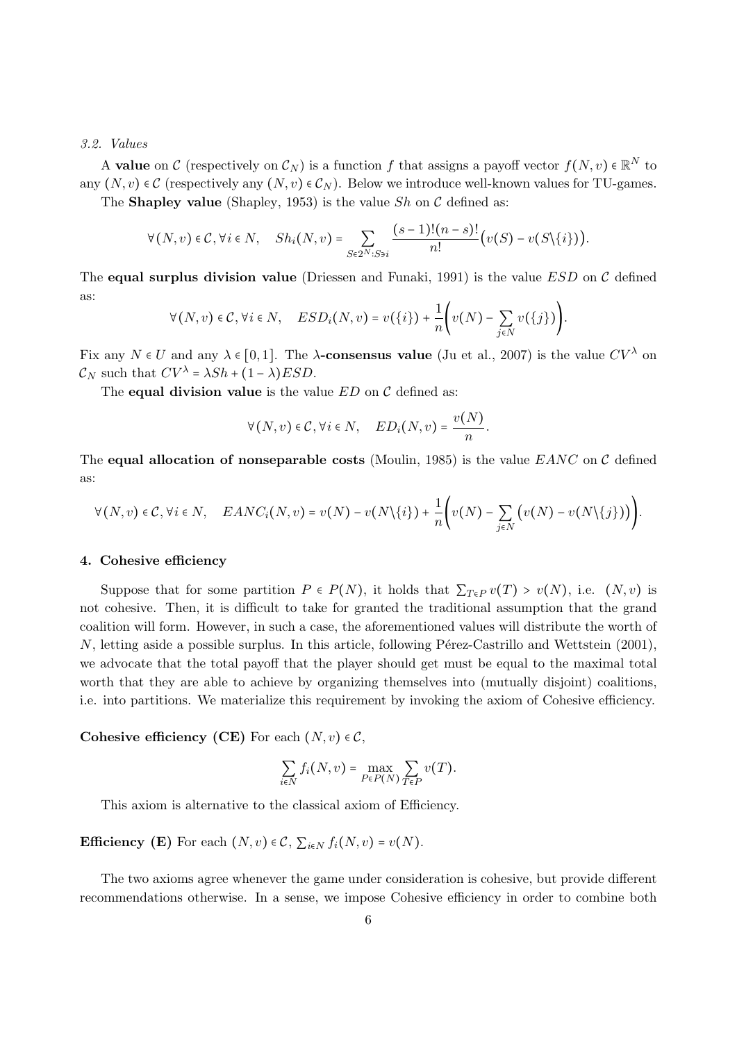### 3.2. Values

A **value** on $\mathcal{C}$ (respectively on $\mathcal{C}_N$) is a function $f$ that assigns a payoff vector $f(N,v) \in \mathbb{R}^N$ to any $(N,v) \in \mathcal{C}$ (respectively any $(N,v) \in \mathcal{C}_N$). Below we introduce well-known values for TU-games.

The **Shapley value** (Shapley, 1953) is the value $Sh$ on $\mathcal{C}$ defined as:

$$\forall (N,v) \in \mathcal{C}, \forall i \in N, \quad Sh_i(N,v) = \sum_{S \in 2^N : S \ni i} \frac{(s-1)!(n-s)!}{n!} \big(v(S) - v(S \setminus \{i\})\big).$$

The **equal surplus division value** (Driessen and Funaki, 1991) is the value $ESD$ on $\mathcal{C}$ defined as:

$$\forall (N,v) \in \mathcal{C}, \forall i \in N, \quad ESD_i(N,v) = v(\{i\}) + \frac{1}{n}\bigg(v(N) - \sum_{j \in N} v(\{j\})\bigg).$$

Fix any $N \in U$ and any $\lambda \in [0,1]$. The **$\lambda$-consensus value** (Ju et al., 2007) is the value $CV^\lambda$ on $\mathcal{C}_N$ such that $CV^\lambda = \lambda Sh + (1-\lambda) ESD$.

The **equal division value** is the value $ED$ on $\mathcal{C}$ defined as:

$$\forall (N,v) \in \mathcal{C}, \forall i \in N, \quad ED_i(N,v) = \frac{v(N)}{n}.$$

The **equal allocation of nonseparable costs** (Moulin, 1985) is the value $EANC$ on $\mathcal{C}$ defined as:

$$\forall (N,v) \in \mathcal{C}, \forall i \in N, \quad EANC_i(N,v) = v(N) - v(N \setminus \{i\}) + \frac{1}{n}\bigg(v(N) - \sum_{j \in N} \big(v(N) - v(N \setminus \{j\})\big)\bigg).$$

## 4. Cohesive efficiency

Suppose that for some partition $P \in P(N)$, it holds that $\sum_{T \in P} v(T) > v(N)$, i.e. $(N,v)$ is not cohesive. Then, it is difficult to take for granted the traditional assumption that the grand coalition will form. However, in such a case, the aforementioned values will distribute the worth of $N$, letting aside a possible surplus. In this article, following Pérez-Castrillo and Wettstein (2001), we advocate that the total payoff that the player should get must be equal to the maximal total worth that they are able to achieve by organizing themselves into (mutually disjoint) coalitions, i.e. into partitions. We materialize this requirement by invoking the axiom of Cohesive efficiency.

**Cohesive efficiency (CE)** For each $(N,v) \in \mathcal{C}$,

$$\sum_{i \in N} f_i(N,v) = \max_{P \in P(N)} \sum_{T \in P} v(T).$$

This axiom is alternative to the classical axiom of Efficiency.

**Efficiency (E)** For each $(N,v) \in \mathcal{C}$, $\sum_{i \in N} f_i(N,v) = v(N)$.

The two axioms agree whenever the game under consideration is cohesive, but provide different recommendations otherwise. In a sense, we impose Cohesive efficiency in order to combine both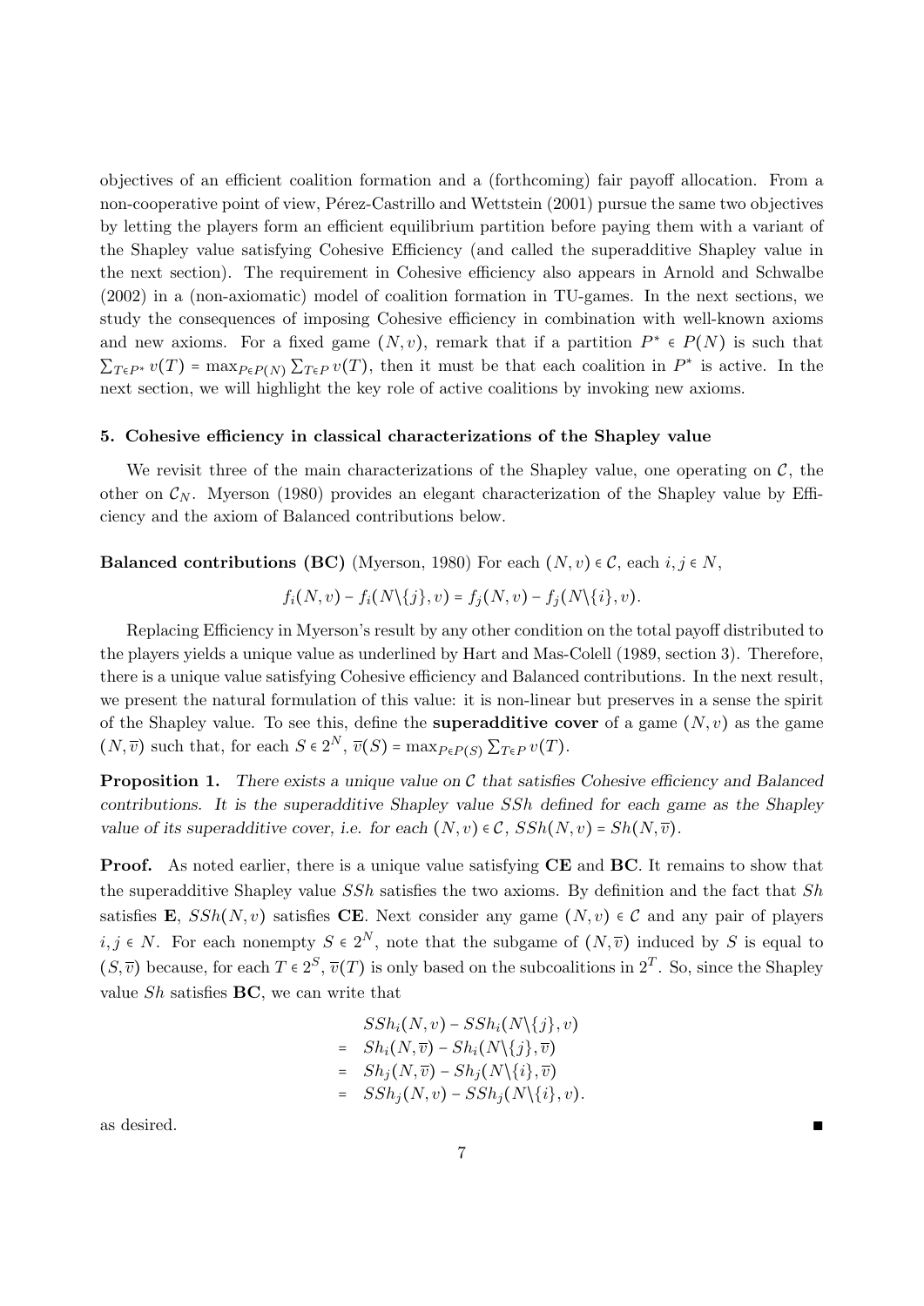objectives of an efficient coalition formation and a (forthcoming) fair payoff allocation. From a non-cooperative point of view, Pérez-Castrillo and Wettstein (2001) pursue the same two objectives by letting the players form an efficient equilibrium partition before paying them with a variant of the Shapley value satisfying Cohesive Efficiency (and called the superadditive Shapley value in the next section). The requirement in Cohesive efficiency also appears in Arnold and Schwalbe (2002) in a (non-axiomatic) model of coalition formation in TU-games. In the next sections, we study the consequences of imposing Cohesive efficiency in combination with well-known axioms and new axioms. For a fixed game $(N, v)$, remark that if a partition $P^* \in P(N)$ is such that $\sum_{T \in P^*} v(T) = \max_{P \in P(N)} \sum_{T \in P} v(T)$, then it must be that each coalition in $P^*$ is active. In the next section, we will highlight the key role of active coalitions by invoking new axioms.

### 5. Cohesive efficiency in classical characterizations of the Shapley value

We revisit three of the main characterizations of the Shapley value, one operating on $\mathcal{C}$, the other on $\mathcal{C}_N$. Myerson (1980) provides an elegant characterization of the Shapley value by Efficiency and the axiom of Balanced contributions below.

**Balanced contributions (BC)** (Myerson, 1980) For each $(N, v) \in \mathcal{C}$, each $i, j \in N$,

$$f_i(N, v) - f_i(N \backslash \{j\}, v) = f_j(N, v) - f_j(N \backslash \{i\}, v).$$

Replacing Efficiency in Myerson's result by any other condition on the total payoff distributed to the players yields a unique value as underlined by Hart and Mas-Colell (1989, section 3). Therefore, there is a unique value satisfying Cohesive efficiency and Balanced contributions. In the next result, we present the natural formulation of this value: it is non-linear but preserves in a sense the spirit of the Shapley value. To see this, define the **superadditive cover** of a game $(N, v)$ as the game $(N, \overline{v})$ such that, for each $S \in 2^N$, $\overline{v}(S) = \max_{P \in P(S)} \sum_{T \in P} v(T)$.

**Proposition 1.** *There exists a unique value on $\mathcal{C}$ that satisfies Cohesive efficiency and Balanced contributions. It is the superadditive Shapley value $SSh$ defined for each game as the Shapley value of its superadditive cover, i.e. for each $(N, v) \in \mathcal{C}$, $SSh(N, v) = Sh(N, \overline{v})$.*

**Proof.** As noted earlier, there is a unique value satisfying **CE** and **BC**. It remains to show that the superadditive Shapley value $SSh$ satisfies the two axioms. By definition and the fact that $Sh$ satisfies **E**, $SSh(N, v)$ satisfies **CE**. Next consider any game $(N, v) \in \mathcal{C}$ and any pair of players $i, j \in N$. For each nonempty $S \in 2^N$, note that the subgame of $(N, \overline{v})$ induced by $S$ is equal to $(S, \overline{v})$ because, for each $T \in 2^S$, $\overline{v}(T)$ is only based on the subcoalitions in $2^T$. So, since the Shapley value $Sh$ satisfies **BC**, we can write that

$$\begin{aligned} & SSh_i(N, v) - SSh_i(N \backslash \{j\}, v) \\ = \;& Sh_i(N, \overline{v}) - Sh_i(N \backslash \{j\}, \overline{v}) \\ = \;& Sh_j(N, \overline{v}) - Sh_j(N \backslash \{i\}, \overline{v}) \\ = \;& SSh_j(N, v) - SSh_j(N \backslash \{i\}, v). \end{aligned}$$

as desired. ■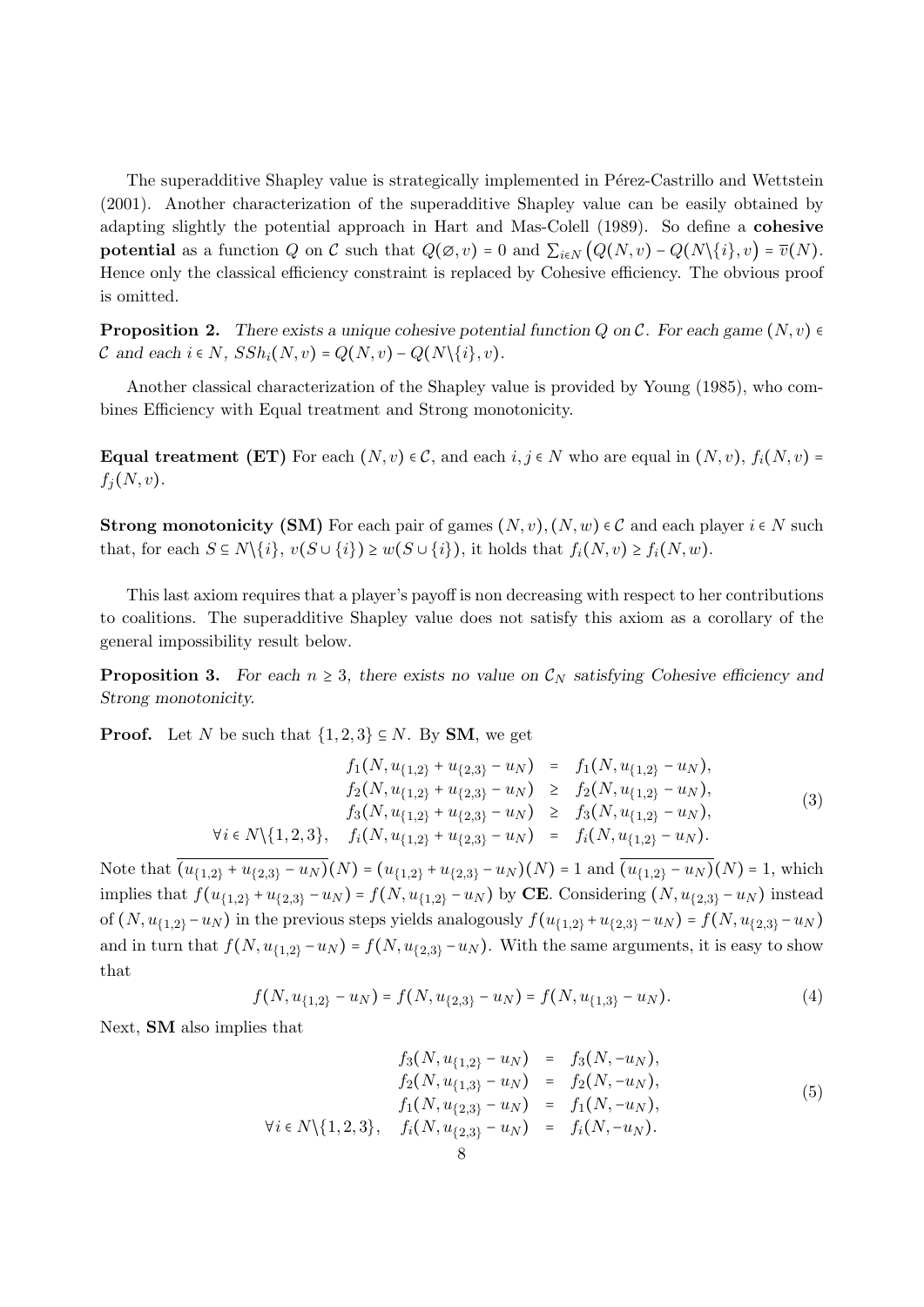The superadditive Shapley value is strategically implemented in Pérez-Castrillo and Wettstein (2001). Another characterization of the superadditive Shapley value can be easily obtained by adapting slightly the potential approach in Hart and Mas-Colell (1989). So define a **cohesive potential** as a function $Q$ on $\mathcal{C}$ such that $Q(\varnothing, v) = 0$ and $\sum_{i \in N} \big(Q(N,v) - Q(N \backslash \{i\}, v\big) = \overline{v}(N)$. Hence only the classical efficiency constraint is replaced by Cohesive efficiency. The obvious proof is omitted.

**Proposition 2.** *There exists a unique cohesive potential function $Q$ on $\mathcal{C}$. For each game $(N,v) \in \mathcal{C}$ and each $i \in N$, $SSh_i(N,v) = Q(N,v) - Q(N \backslash \{i\}, v)$.*

Another classical characterization of the Shapley value is provided by Young (1985), who combines Efficiency with Equal treatment and Strong monotonicity.

**Equal treatment (ET)** For each $(N,v) \in \mathcal{C}$, and each $i,j \in N$ who are equal in $(N,v)$, $f_i(N,v) = f_j(N,v)$.

**Strong monotonicity (SM)** For each pair of games $(N,v),(N,w) \in \mathcal{C}$ and each player $i \in N$ such that, for each $S \subseteq N \backslash \{i\}$, $v(S \cup \{i\}) \geq w(S \cup \{i\})$, it holds that $f_i(N,v) \geq f_i(N,w)$.

This last axiom requires that a player's payoff is non decreasing with respect to her contributions to coalitions. The superadditive Shapley value does not satisfy this axiom as a corollary of the general impossibility result below.

**Proposition 3.** *For each $n \geq 3$, there exists no value on $\mathcal{C}_N$ satisfying Cohesive efficiency and Strong monotonicity.*

**Proof.** Let $N$ be such that $\{1,2,3\} \subseteq N$. By **SM**, we get

$$
\begin{array}{rcl}
f_1(N, u_{\{1,2\}} + u_{\{2,3\}} - u_N) & = & f_1(N, u_{\{1,2\}} - u_N), \\
f_2(N, u_{\{1,2\}} + u_{\{2,3\}} - u_N) & \geq & f_2(N, u_{\{1,2\}} - u_N), \\
f_3(N, u_{\{1,2\}} + u_{\{2,3\}} - u_N) & \geq & f_3(N, u_{\{1,2\}} - u_N), \\
\forall i \in N \backslash \{1,2,3\}, \quad f_i(N, u_{\{1,2\}} + u_{\{2,3\}} - u_N) & = & f_i(N, u_{\{1,2\}} - u_N).
\end{array}
\tag{3}
$$

Note that $\overline{(u_{\{1,2\}} + u_{\{2,3\}} - u_N)}(N) = (u_{\{1,2\}} + u_{\{2,3\}} - u_N)(N) = 1$ and $\overline{(u_{\{1,2\}} - u_N)}(N) = 1$, which implies that $f(u_{\{1,2\}} + u_{\{2,3\}} - u_N) = f(N, u_{\{1,2\}} - u_N)$ by **CE**. Considering $(N, u_{\{2,3\}} - u_N)$ instead of $(N, u_{\{1,2\}} - u_N)$ in the previous steps yields analogously $f(u_{\{1,2\}} + u_{\{2,3\}} - u_N) = f(N, u_{\{2,3\}} - u_N)$ and in turn that $f(N, u_{\{1,2\}} - u_N) = f(N, u_{\{2,3\}} - u_N)$. With the same arguments, it is easy to show that

$$
f(N, u_{\{1,2\}} - u_N) = f(N, u_{\{2,3\}} - u_N) = f(N, u_{\{1,3\}} - u_N). \tag{4}
$$

Next, **SM** also implies that

$$
\begin{array}{rcl}
f_3(N, u_{\{1,2\}} - u_N) & = & f_3(N, -u_N), \\
f_2(N, u_{\{1,3\}} - u_N) & = & f_2(N, -u_N), \\
f_1(N, u_{\{2,3\}} - u_N) & = & f_1(N, -u_N), \\
\forall i \in N \backslash \{1,2,3\}, \quad f_i(N, u_{\{2,3\}} - u_N) & = & f_i(N, -u_N).
\end{array}
\tag{5}
$$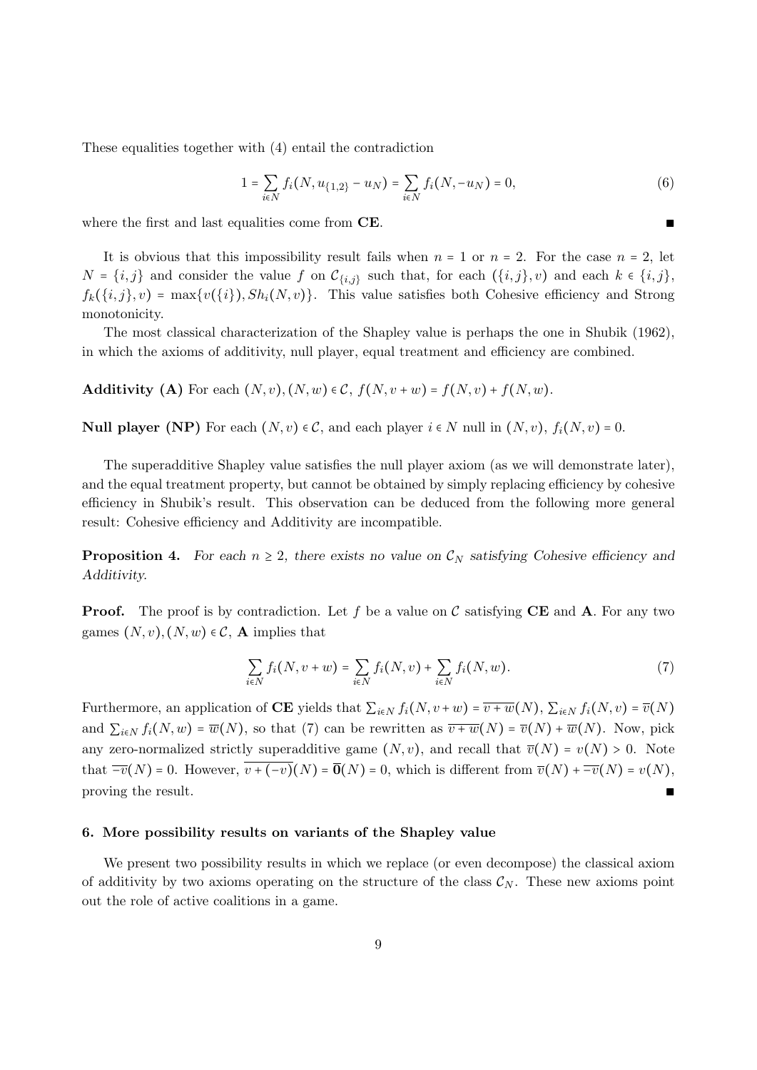These equalities together with (4) entail the contradiction

$$1 = \sum_{i \in N} f_i(N, u_{\{1,2\}} - u_N) = \sum_{i \in N} f_i(N, -u_N) = 0, \tag{6}$$

where the first and last equalities come from **CE**. ∎

It is obvious that this impossibility result fails when $n = 1$ or $n = 2$. For the case $n = 2$, let $N = \{i, j\}$ and consider the value $f$ on $\mathcal{C}_{\{i,j\}}$ such that, for each $(\{i,j\}, v)$ and each $k \in \{i,j\}$, $f_k(\{i,j\}, v) = \max\{v(\{i\}), Sh_i(N, v)\}$. This value satisfies both Cohesive efficiency and Strong monotonicity.

The most classical characterization of the Shapley value is perhaps the one in Shubik (1962), in which the axioms of additivity, null player, equal treatment and efficiency are combined.

**Additivity (A)** For each $(N, v), (N, w) \in \mathcal{C}$, $f(N, v + w) = f(N, v) + f(N, w)$.

**Null player (NP)** For each $(N, v) \in \mathcal{C}$, and each player $i \in N$ null in $(N, v)$, $f_i(N, v) = 0$.

The superadditive Shapley value satisfies the null player axiom (as we will demonstrate later), and the equal treatment property, but cannot be obtained by simply replacing efficiency by cohesive efficiency in Shubik's result. This observation can be deduced from the following more general result: Cohesive efficiency and Additivity are incompatible.

**Proposition 4.** *For each $n \geq 2$, there exists no value on $\mathcal{C}_N$ satisfying Cohesive efficiency and Additivity.*

**Proof.** The proof is by contradiction. Let $f$ be a value on $\mathcal{C}$ satisfying **CE** and **A**. For any two games $(N, v), (N, w) \in \mathcal{C}$, **A** implies that

$$\sum_{i \in N} f_i(N, v + w) = \sum_{i \in N} f_i(N, v) + \sum_{i \in N} f_i(N, w). \tag{7}$$

Furthermore, an application of **CE** yields that $\sum_{i \in N} f_i(N, v + w) = \overline{v + w}(N)$, $\sum_{i \in N} f_i(N, v) = \overline{v}(N)$ and $\sum_{i \in N} f_i(N, w) = \overline{w}(N)$, so that (7) can be rewritten as $\overline{v + w}(N) = \overline{v}(N) + \overline{w}(N)$. Now, pick any zero-normalized strictly superadditive game $(N, v)$, and recall that $\overline{v}(N) = v(N) > 0$. Note that $\overline{-v}(N) = 0$. However, $\overline{v + (-v)}(N) = \overline{\mathbf{0}}(N) = 0$, which is different from $\overline{v}(N) + \overline{-v}(N) = v(N)$, proving the result. ∎

### 6. More possibility results on variants of the Shapley value

We present two possibility results in which we replace (or even decompose) the classical axiom of additivity by two axioms operating on the structure of the class $\mathcal{C}_N$. These new axioms point out the role of active coalitions in a game.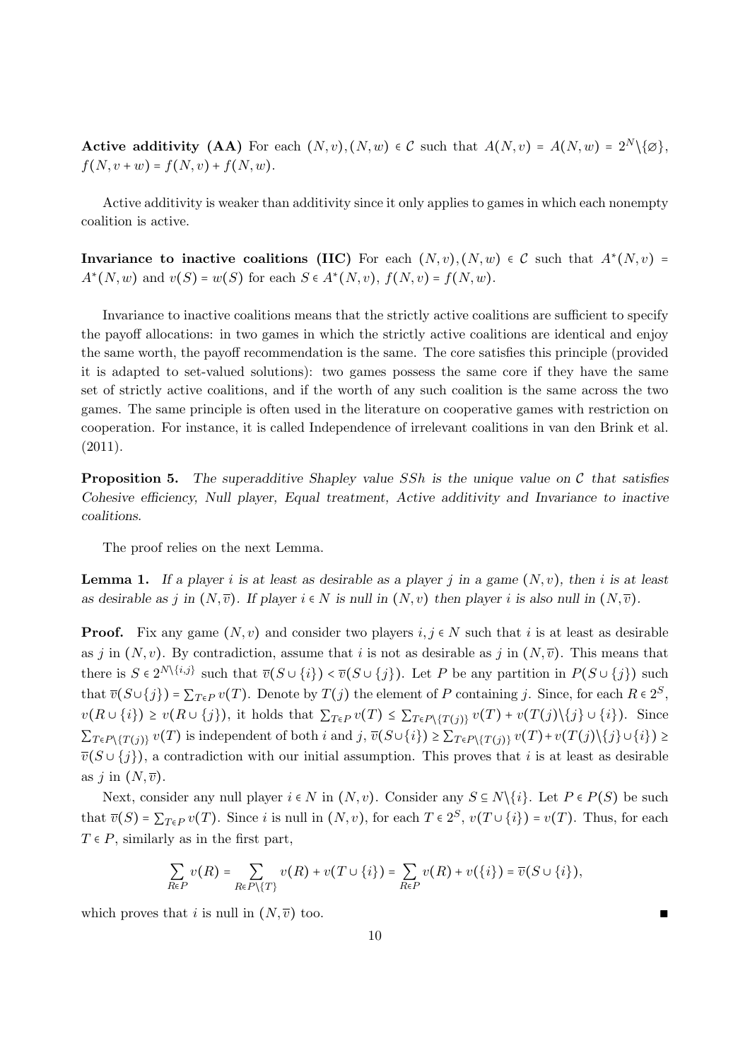**Active additivity (AA)** For each $(N,v),(N,w) \in \mathcal{C}$ such that $A(N,v) = A(N,w) = 2^N \backslash \{\varnothing\}$, $f(N,v+w) = f(N,v) + f(N,w)$.

Active additivity is weaker than additivity since it only applies to games in which each nonempty coalition is active.

**Invariance to inactive coalitions (IIC)** For each $(N,v),(N,w) \in \mathcal{C}$ such that $A^*(N,v) = A^*(N,w)$ and $v(S) = w(S)$ for each $S \in A^*(N,v)$, $f(N,v) = f(N,w)$.

Invariance to inactive coalitions means that the strictly active coalitions are sufficient to specify the payoff allocations: in two games in which the strictly active coalitions are identical and enjoy the same worth, the payoff recommendation is the same. The core satisfies this principle (provided it is adapted to set-valued solutions): two games possess the same core if they have the same set of strictly active coalitions, and if the worth of any such coalition is the same across the two games. The same principle is often used in the literature on cooperative games with restriction on cooperation. For instance, it is called Independence of irrelevant coalitions in van den Brink et al. (2011).

**Proposition 5.** *The superadditive Shapley value SSh is the unique value on $\mathcal{C}$ that satisfies Cohesive efficiency, Null player, Equal treatment, Active additivity and Invariance to inactive coalitions.*

The proof relies on the next Lemma.

**Lemma 1.** *If a player $i$ is at least as desirable as a player $j$ in a game $(N,v)$, then $i$ is at least as desirable as $j$ in $(N,\overline{v})$. If player $i \in N$ is null in $(N,v)$ then player $i$ is also null in $(N,\overline{v})$.*

**Proof.** Fix any game $(N,v)$ and consider two players $i,j \in N$ such that $i$ is at least as desirable as $j$ in $(N,v)$. By contradiction, assume that $i$ is not as desirable as $j$ in $(N,\overline{v})$. This means that there is $S \in 2^{N\backslash\{i,j\}}$ such that $\overline{v}(S\cup\{i\}) < \overline{v}(S\cup\{j\})$. Let $P$ be any partition in $P(S\cup\{j\})$ such that $\overline{v}(S\cup\{j\}) = \sum_{T\in P} v(T)$. Denote by $T(j)$ the element of $P$ containing $j$. Since, for each $R \in 2^S$, $v(R\cup\{i\}) \geq v(R\cup\{j\})$, it holds that $\sum_{T\in P} v(T) \leq \sum_{T\in P\backslash\{T(j)\}} v(T) + v(T(j)\backslash\{j\}\cup\{i\})$. Since $\sum_{T\in P\backslash\{T(j)\}} v(T)$ is independent of both $i$ and $j$, $\overline{v}(S\cup\{i\}) \geq \sum_{T\in P\backslash\{T(j)\}} v(T) + v(T(j)\backslash\{j\}\cup\{i\}) \geq \overline{v}(S\cup\{j\})$, a contradiction with our initial assumption. This proves that $i$ is at least as desirable as $j$ in $(N,\overline{v})$.

Next, consider any null player $i \in N$ in $(N,v)$. Consider any $S \subseteq N\backslash\{i\}$. Let $P \in P(S)$ be such that $\overline{v}(S) = \sum_{T\in P} v(T)$. Since $i$ is null in $(N,v)$, for each $T \in 2^S$, $v(T\cup\{i\}) = v(T)$. Thus, for each $T \in P$, similarly as in the first part,

$$\sum_{R\in P} v(R) = \sum_{R\in P\backslash\{T\}} v(R) + v(T\cup\{i\}) = \sum_{R\in P} v(R) + v(\{i\}) = \overline{v}(S\cup\{i\}),$$

which proves that $i$ is null in $(N,\overline{v})$ too. ∎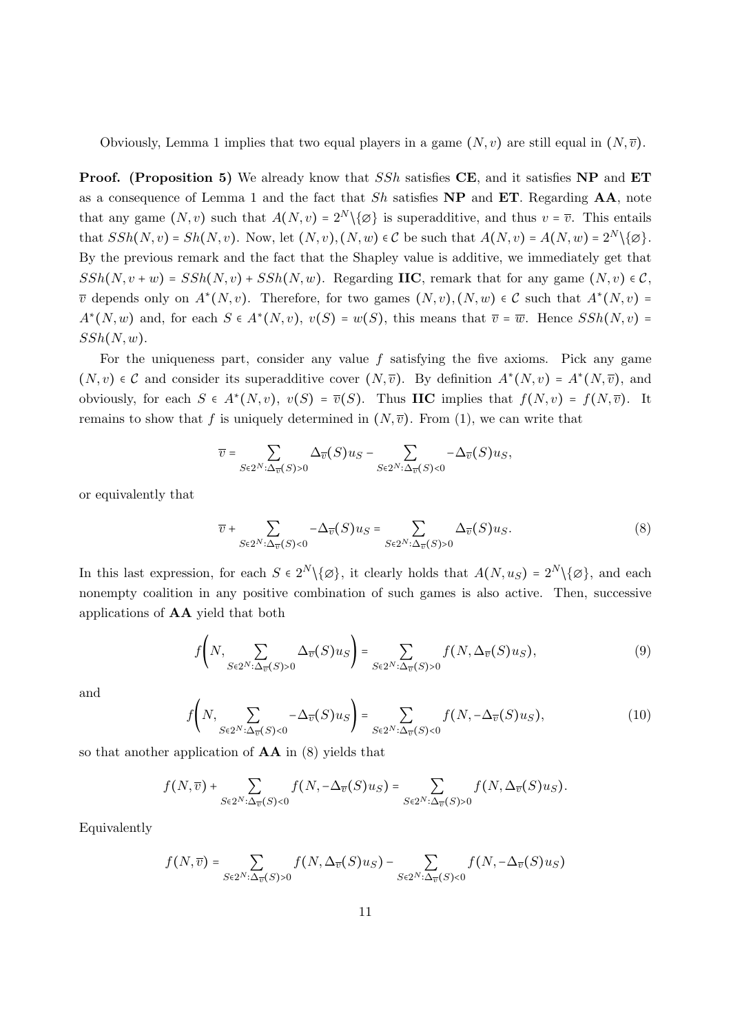Obviously, Lemma 1 implies that two equal players in a game $(N, v)$ are still equal in $(N, \overline{v})$.

**Proof. (Proposition 5)** We already know that $SSh$ satisfies **CE**, and it satisfies **NP** and **ET** as a consequence of Lemma 1 and the fact that $Sh$ satisfies **NP** and **ET**. Regarding **AA**, note that any game $(N, v)$ such that $A(N, v) = 2^N \backslash \{\varnothing\}$ is superadditive, and thus $v = \overline{v}$. This entails that $SSh(N, v) = Sh(N, v)$. Now, let $(N, v), (N, w) \in \mathcal{C}$ be such that $A(N, v) = A(N, w) = 2^N \backslash \{\varnothing\}$. By the previous remark and the fact that the Shapley value is additive, we immediately get that $SSh(N, v + w) = SSh(N, v) + SSh(N, w)$. Regarding **IIC**, remark that for any game $(N, v) \in \mathcal{C}$, $\overline{v}$ depends only on $A^*(N, v)$. Therefore, for two games $(N, v), (N, w) \in \mathcal{C}$ such that $A^*(N, v) = A^*(N, w)$ and, for each $S \in A^*(N, v)$, $v(S) = w(S)$, this means that $\overline{v} = \overline{w}$. Hence $SSh(N, v) = SSh(N, w)$.

For the uniqueness part, consider any value $f$ satisfying the five axioms. Pick any game $(N, v) \in \mathcal{C}$ and consider its superadditive cover $(N, \overline{v})$. By definition $A^*(N, v) = A^*(N, \overline{v})$, and obviously, for each $S \in A^*(N, v)$, $v(S) = \overline{v}(S)$. Thus **IIC** implies that $f(N, v) = f(N, \overline{v})$. It remains to show that $f$ is uniquely determined in $(N, \overline{v})$. From (1), we can write that

$$\overline{v} = \sum_{S \in 2^N : \Delta_{\overline{v}}(S) > 0} \Delta_{\overline{v}}(S) u_S - \sum_{S \in 2^N : \Delta_{\overline{v}}(S) < 0} -\Delta_{\overline{v}}(S) u_S,$$

or equivalently that

$$\overline{v} + \sum_{S \in 2^N : \Delta_{\overline{v}}(S) < 0} -\Delta_{\overline{v}}(S) u_S = \sum_{S \in 2^N : \Delta_{\overline{v}}(S) > 0} \Delta_{\overline{v}}(S) u_S. \tag{8}$$

In this last expression, for each $S \in 2^N \backslash \{\varnothing\}$, it clearly holds that $A(N, u_S) = 2^N \backslash \{\varnothing\}$, and each nonempty coalition in any positive combination of such games is also active. Then, successive applications of **AA** yield that both

$$f\Bigg(N, \sum_{S \in 2^N : \Delta_{\overline{v}}(S) > 0} \Delta_{\overline{v}}(S) u_S\Bigg) = \sum_{S \in 2^N : \Delta_{\overline{v}}(S) > 0} f(N, \Delta_{\overline{v}}(S) u_S), \tag{9}$$

and

$$f\Bigg(N, \sum_{S \in 2^N : \Delta_{\overline{v}}(S) < 0} -\Delta_{\overline{v}}(S) u_S\Bigg) = \sum_{S \in 2^N : \Delta_{\overline{v}}(S) < 0} f(N, -\Delta_{\overline{v}}(S) u_S), \tag{10}$$

so that another application of **AA** in (8) yields that

$$f(N, \overline{v}) + \sum_{S \in 2^N : \Delta_{\overline{v}}(S) < 0} f(N, -\Delta_{\overline{v}}(S) u_S) = \sum_{S \in 2^N : \Delta_{\overline{v}}(S) > 0} f(N, \Delta_{\overline{v}}(S) u_S).$$

Equivalently

$$f(N, \overline{v}) = \sum_{S \in 2^N : \Delta_{\overline{v}}(S) > 0} f(N, \Delta_{\overline{v}}(S) u_S) - \sum_{S \in 2^N : \Delta_{\overline{v}}(S) < 0} f(N, -\Delta_{\overline{v}}(S) u_S)$$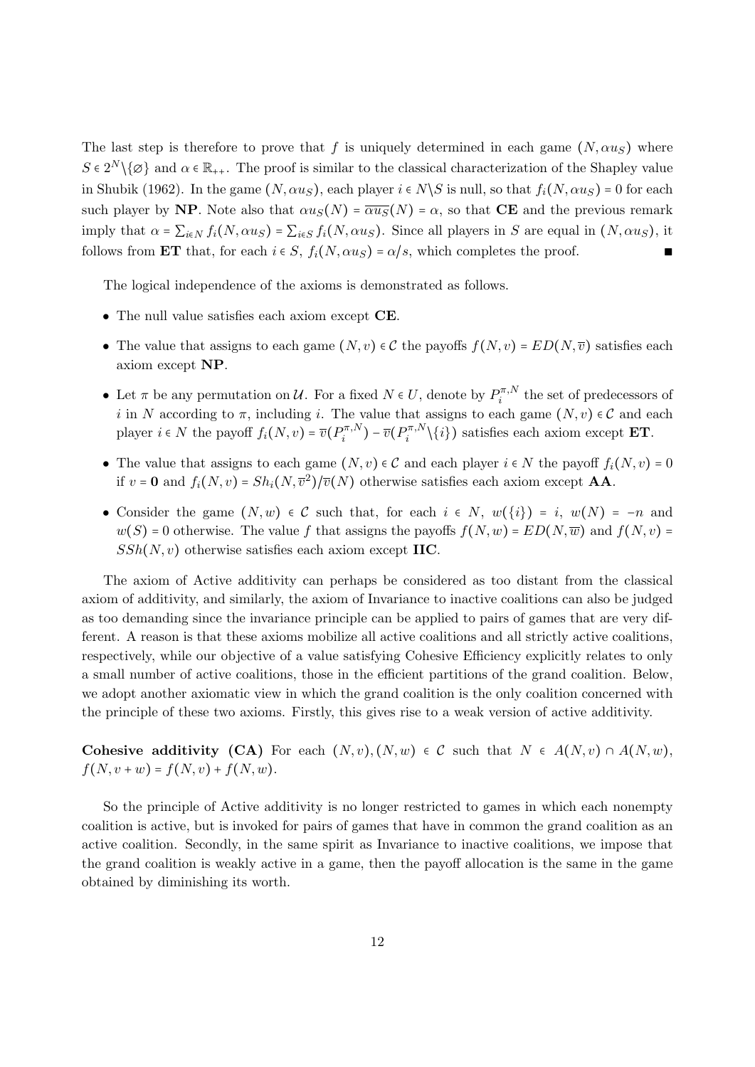The last step is therefore to prove that $f$ is uniquely determined in each game $(N, \alpha u_S)$ where $S \in 2^N \backslash \{\varnothing\}$ and $\alpha \in \mathbb{R}_{++}$. The proof is similar to the classical characterization of the Shapley value in Shubik (1962). In the game $(N, \alpha u_S)$, each player $i \in N \backslash S$ is null, so that $f_i(N, \alpha u_S) = 0$ for each such player by **NP**. Note also that $\alpha u_S(N) = \overline{\alpha u_S}(N) = \alpha$, so that **CE** and the previous remark imply that $\alpha = \sum_{i \in N} f_i(N, \alpha u_S) = \sum_{i \in S} f_i(N, \alpha u_S)$. Since all players in $S$ are equal in $(N, \alpha u_S)$, it follows from **ET** that, for each $i \in S$, $f_i(N, \alpha u_S) = \alpha / s$, which completes the proof. ∎

The logical independence of the axioms is demonstrated as follows.

- The null value satisfies each axiom except **CE**.
- The value that assigns to each game $(N, v) \in \mathcal{C}$ the payoffs $f(N, v) = ED(N, \overline{v})$ satisfies each axiom except **NP**.
- Let $\pi$ be any permutation on $\mathcal{U}$. For a fixed $N \in U$, denote by $P_i^{\pi, N}$ the set of predecessors of $i$ in $N$ according to $\pi$, including $i$. The value that assigns to each game $(N, v) \in \mathcal{C}$ and each player $i \in N$ the payoff $f_i(N, v) = \overline{v}(P_i^{\pi, N}) - \overline{v}(P_i^{\pi, N} \backslash \{i\})$ satisfies each axiom except **ET**.
- The value that assigns to each game $(N, v) \in \mathcal{C}$ and each player $i \in N$ the payoff $f_i(N, v) = 0$ if $v = \mathbf{0}$ and $f_i(N, v) = Sh_i(N, \overline{v}^2) / \overline{v}(N)$ otherwise satisfies each axiom except **AA**.
- Consider the game $(N, w) \in \mathcal{C}$ such that, for each $i \in N$, $w(\{i\}) = i$, $w(N) = -n$ and $w(S) = 0$ otherwise. The value $f$ that assigns the payoffs $f(N, w) = ED(N, \overline{w})$ and $f(N, v) = SSh(N, v)$ otherwise satisfies each axiom except **IIC**.

The axiom of Active additivity can perhaps be considered as too distant from the classical axiom of additivity, and similarly, the axiom of Invariance to inactive coalitions can also be judged as too demanding since the invariance principle can be applied to pairs of games that are very different. A reason is that these axioms mobilize all active coalitions and all strictly active coalitions, respectively, while our objective of a value satisfying Cohesive Efficiency explicitly relates to only a small number of active coalitions, those in the efficient partitions of the grand coalition. Below, we adopt another axiomatic view in which the grand coalition is the only coalition concerned with the principle of these two axioms. Firstly, this gives rise to a weak version of active additivity.

**Cohesive additivity (CA)** For each $(N, v), (N, w) \in \mathcal{C}$ such that $N \in A(N, v) \cap A(N, w)$, $f(N, v + w) = f(N, v) + f(N, w)$.

So the principle of Active additivity is no longer restricted to games in which each nonempty coalition is active, but is invoked for pairs of games that have in common the grand coalition as an active coalition. Secondly, in the same spirit as Invariance to inactive coalitions, we impose that the grand coalition is weakly active in a game, then the payoff allocation is the same in the game obtained by diminishing its worth.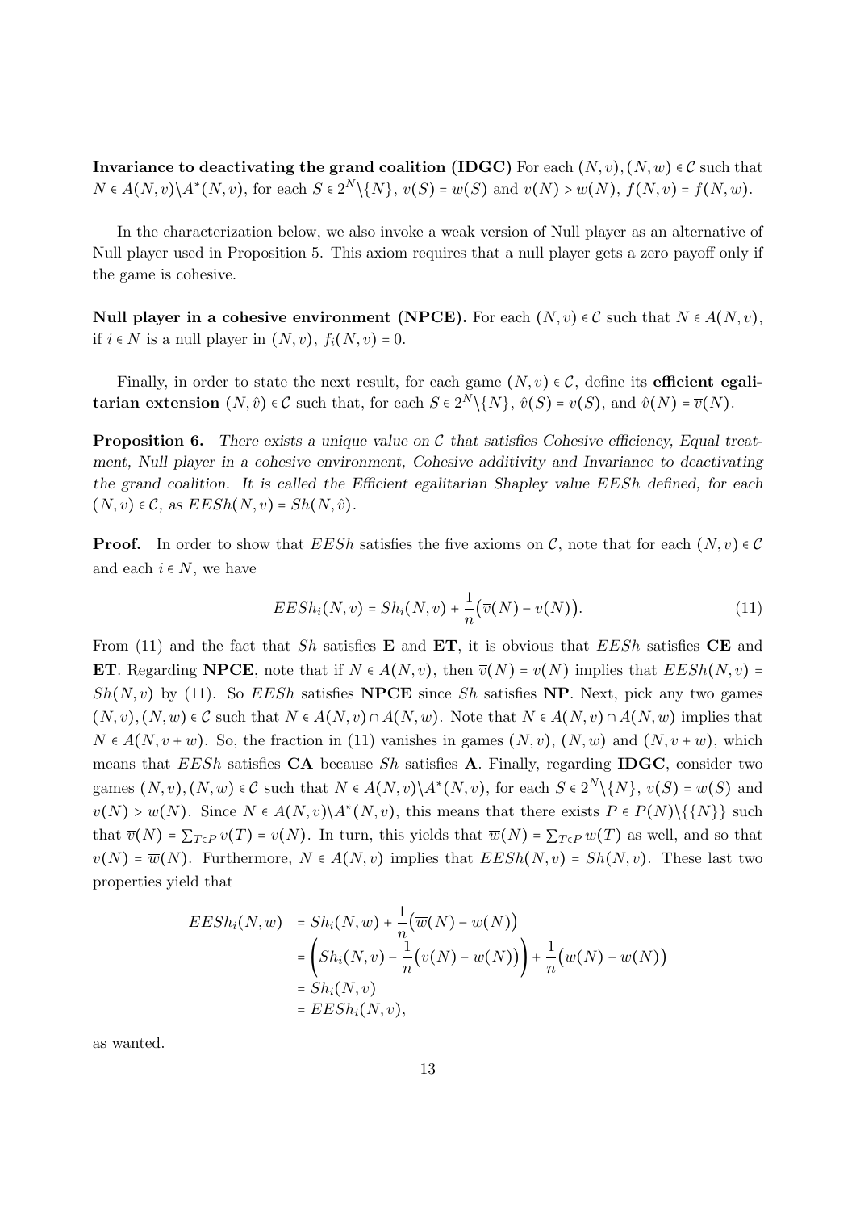**Invariance to deactivating the grand coalition (IDGC)** For each $(N,v),(N,w) \in \mathcal{C}$ such that $N \in A(N,v)\backslash A^*(N,v)$, for each $S \in 2^N\backslash\{N\}$, $v(S) = w(S)$ and $v(N) > w(N)$, $f(N,v) = f(N,w)$.

In the characterization below, we also invoke a weak version of Null player as an alternative of Null player used in Proposition 5. This axiom requires that a null player gets a zero payoff only if the game is cohesive.

**Null player in a cohesive environment (NPCE).** For each $(N,v) \in \mathcal{C}$ such that $N \in A(N,v)$, if $i \in N$ is a null player in $(N,v)$, $f_i(N,v) = 0$.

Finally, in order to state the next result, for each game $(N,v) \in \mathcal{C}$, define its **efficient egalitarian extension** $(N,\hat{v}) \in \mathcal{C}$ such that, for each $S \in 2^N\backslash\{N\}$, $\hat{v}(S) = v(S)$, and $\hat{v}(N) = \overline{v}(N)$.

**Proposition 6.** *There exists a unique value on $\mathcal{C}$ that satisfies Cohesive efficiency, Equal treatment, Null player in a cohesive environment, Cohesive additivity and Invariance to deactivating the grand coalition. It is called the Efficient egalitarian Shapley value $EESh$ defined, for each $(N,v) \in \mathcal{C}$, as $EESh(N,v) = Sh(N,\hat{v})$.*

**Proof.** In order to show that $EESh$ satisfies the five axioms on $\mathcal{C}$, note that for each $(N,v) \in \mathcal{C}$ and each $i \in N$, we have

$$EESh_i(N,v) = Sh_i(N,v) + \frac{1}{n}\big(\overline{v}(N) - v(N)\big). \tag{11}$$

From (11) and the fact that $Sh$ satisfies **E** and **ET**, it is obvious that $EESh$ satisfies **CE** and **ET**. Regarding **NPCE**, note that if $N \in A(N,v)$, then $\overline{v}(N) = v(N)$ implies that $EESh(N,v) = Sh(N,v)$ by (11). So $EESh$ satisfies **NPCE** since $Sh$ satisfies **NP**. Next, pick any two games $(N,v),(N,w) \in \mathcal{C}$ such that $N \in A(N,v) \cap A(N,w)$. Note that $N \in A(N,v) \cap A(N,w)$ implies that $N \in A(N,v+w)$. So, the fraction in (11) vanishes in games $(N,v)$, $(N,w)$ and $(N,v+w)$, which means that $EESh$ satisfies **CA** because $Sh$ satisfies **A**. Finally, regarding **IDGC**, consider two games $(N,v),(N,w) \in \mathcal{C}$ such that $N \in A(N,v)\backslash A^*(N,v)$, for each $S \in 2^N\backslash\{N\}$, $v(S) = w(S)$ and $v(N) > w(N)$. Since $N \in A(N,v)\backslash A^*(N,v)$, this means that there exists $P \in P(N)\backslash\{\{N\}\}$ such that $\overline{v}(N) = \sum_{T\in P} v(T) = v(N)$. In turn, this yields that $\overline{w}(N) = \sum_{T\in P} w(T)$ as well, and so that $v(N) = \overline{w}(N)$. Furthermore, $N \in A(N,v)$ implies that $EESh(N,v) = Sh(N,v)$. These last two properties yield that

$$\begin{aligned}
EESh_i(N,w) &= Sh_i(N,w) + \frac{1}{n}\big(\overline{w}(N) - w(N)\big)\\
&= \left(Sh_i(N,v) - \frac{1}{n}\big(v(N) - w(N)\big)\right) + \frac{1}{n}\big(\overline{w}(N) - w(N)\big)\\
&= Sh_i(N,v)\\
&= EESh_i(N,v),
\end{aligned}$$

as wanted.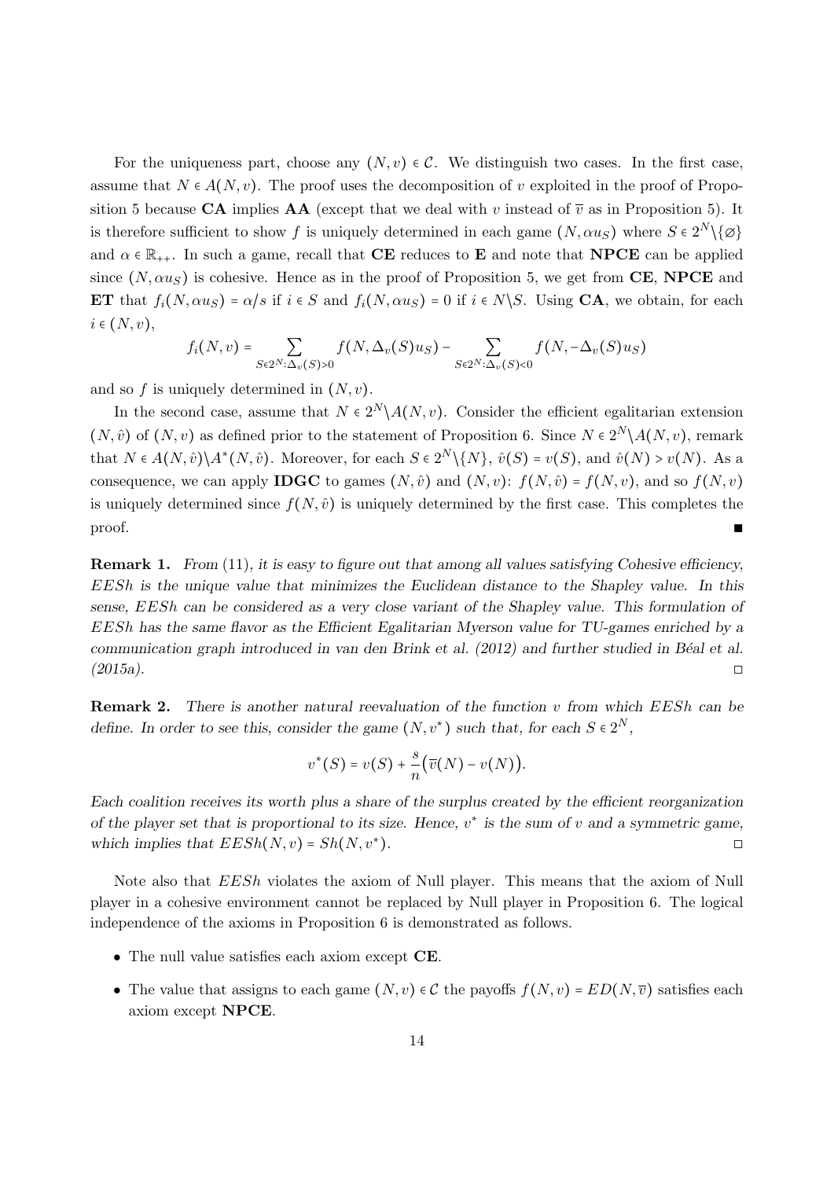For the uniqueness part, choose any $(N, v) \in \mathcal{C}$. We distinguish two cases. In the first case, assume that $N \in A(N, v)$. The proof uses the decomposition of $v$ exploited in the proof of Proposition 5 because **CA** implies **AA** (except that we deal with $v$ instead of $\overline{v}$ as in Proposition 5). It is therefore sufficient to show $f$ is uniquely determined in each game $(N, \alpha u_S)$ where $S \in 2^N \backslash \{\varnothing\}$ and $\alpha \in \mathbb{R}_{++}$. In such a game, recall that **CE** reduces to **E** and note that **NPCE** can be applied since $(N, \alpha u_S)$ is cohesive. Hence as in the proof of Proposition 5, we get from **CE**, **NPCE** and **ET** that $f_i(N, \alpha u_S) = \alpha / s$ if $i \in S$ and $f_i(N, \alpha u_S) = 0$ if $i \in N \backslash S$. Using **CA**, we obtain, for each $i \in (N, v)$,

$$f_i(N, v) = \sum_{S \in 2^N : \Delta_v(S) > 0} f(N, \Delta_v(S) u_S) - \sum_{S \in 2^N : \Delta_v(S) < 0} f(N, -\Delta_v(S) u_S)$$

and so $f$ is uniquely determined in $(N, v)$.

In the second case, assume that $N \in 2^N \backslash A(N, v)$. Consider the efficient egalitarian extension $(N, \hat{v})$ of $(N, v)$ as defined prior to the statement of Proposition 6. Since $N \in 2^N \backslash A(N, v)$, remark that $N \in A(N, \hat{v}) \backslash A^*(N, \hat{v})$. Moreover, for each $S \in 2^N \backslash \{N\}$, $\hat{v}(S) = v(S)$, and $\hat{v}(N) > v(N)$. As a consequence, we can apply **IDGC** to games $(N, \hat{v})$ and $(N, v)$: $f(N, \hat{v}) = f(N, v)$, and so $f(N, v)$ is uniquely determined since $f(N, \hat{v})$ is uniquely determined by the first case. This completes the proof. ∎

**Remark 1.** *From (11), it is easy to figure out that among all values satisfying Cohesive efficiency, $EESh$ is the unique value that minimizes the Euclidean distance to the Shapley value. In this sense, $EESh$ can be considered as a very close variant of the Shapley value. This formulation of $EESh$ has the same flavor as the Efficient Egalitarian Myerson value for TU-games enriched by a communication graph introduced in van den Brink et al. (2012) and further studied in Béal et al. (2015a).* □

**Remark 2.** *There is another natural reevaluation of the function $v$ from which $EESh$ can be define. In order to see this, consider the game $(N, v^*)$ such that, for each $S \in 2^N$,*

$$v^*(S) = v(S) + \frac{s}{n}\big(\overline{v}(N) - v(N)\big).$$

*Each coalition receives its worth plus a share of the surplus created by the efficient reorganization of the player set that is proportional to its size. Hence, $v^*$ is the sum of $v$ and a symmetric game, which implies that $EESh(N, v) = Sh(N, v^*)$.* □

Note also that $EESh$ violates the axiom of Null player. This means that the axiom of Null player in a cohesive environment cannot be replaced by Null player in Proposition 6. The logical independence of the axioms in Proposition 6 is demonstrated as follows.

- The null value satisfies each axiom except **CE**.
- The value that assigns to each game $(N, v) \in \mathcal{C}$ the payoffs $f(N, v) = ED(N, \overline{v})$ satisfies each axiom except **NPCE**.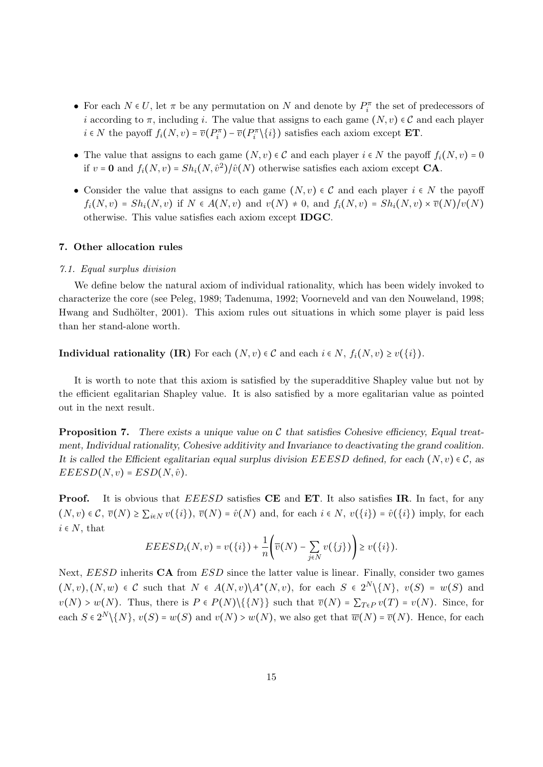- For each $N \in U$, let $\pi$ be any permutation on $N$ and denote by $P_i^\pi$ the set of predecessors of $i$ according to $\pi$, including $i$. The value that assigns to each game $(N,v) \in \mathcal{C}$ and each player $i \in N$ the payoff $f_i(N,v) = \overline{v}(P_i^\pi) - \overline{v}(P_i^\pi \backslash \{i\})$ satisfies each axiom except **ET**.
- The value that assigns to each game $(N,v) \in \mathcal{C}$ and each player $i \in N$ the payoff $f_i(N,v) = 0$ if $v = \mathbf{0}$ and $f_i(N,v) = Sh_i(N,\hat{v}^2)/\hat{v}(N)$ otherwise satisfies each axiom except **CA**.
- Consider the value that assigns to each game $(N,v) \in \mathcal{C}$ and each player $i \in N$ the payoff $f_i(N,v) = Sh_i(N,v)$ if $N \in A(N,v)$ and $v(N) \neq 0$, and $f_i(N,v) = Sh_i(N,v) \times \overline{v}(N)/v(N)$ otherwise. This value satisfies each axiom except **IDGC**.

## 7. Other allocation rules

### *7.1. Equal surplus division*

We define below the natural axiom of individual rationality, which has been widely invoked to characterize the core (see Peleg, 1989; Tadenuma, 1992; Voorneveld and van den Nouweland, 1998; Hwang and Sudhölter, 2001). This axiom rules out situations in which some player is paid less than her stand-alone worth.

**Individual rationality (IR)** For each $(N,v) \in \mathcal{C}$ and each $i \in N$, $f_i(N,v) \geq v(\{i\})$.

It is worth to note that this axiom is satisfied by the superadditive Shapley value but not by the efficient egalitarian Shapley value. It is also satisfied by a more egalitarian value as pointed out in the next result.

**Proposition 7.** *There exists a unique value on $\mathcal{C}$ that satisfies Cohesive efficiency, Equal treatment, Individual rationality, Cohesive additivity and Invariance to deactivating the grand coalition. It is called the Efficient egalitarian equal surplus division $EEESD$ defined, for each $(N,v) \in \mathcal{C}$, as $EEESD(N,v) = ESD(N,\hat{v})$.*

**Proof.** It is obvious that $EEESD$ satisfies **CE** and **ET**. It also satisfies **IR**. In fact, for any $(N,v) \in \mathcal{C}$, $\overline{v}(N) \geq \sum_{i \in N} v(\{i\})$, $\overline{v}(N) = \hat{v}(N)$ and, for each $i \in N$, $v(\{i\}) = \hat{v}(\{i\})$ imply, for each $i \in N$, that

$$EEESD_i(N,v) = v(\{i\}) + \frac{1}{n}\Bigg(\overline{v}(N) - \sum_{j \in N} v(\{j\})\Bigg) \geq v(\{i\}).$$

Next, $EESD$ inherits **CA** from $ESD$ since the latter value is linear. Finally, consider two games $(N,v),(N,w) \in \mathcal{C}$ such that $N \in A(N,v) \backslash A^*(N,v)$, for each $S \in 2^N \backslash \{N\}$, $v(S) = w(S)$ and $v(N) > w(N)$. Thus, there is $P \in P(N) \backslash \{\{N\}\}$ such that $\overline{v}(N) = \sum_{T \in P} v(T) = v(N)$. Since, for each $S \in 2^N \backslash \{N\}$, $v(S) = w(S)$ and $v(N) > w(N)$, we also get that $\overline{w}(N) = \overline{v}(N)$. Hence, for each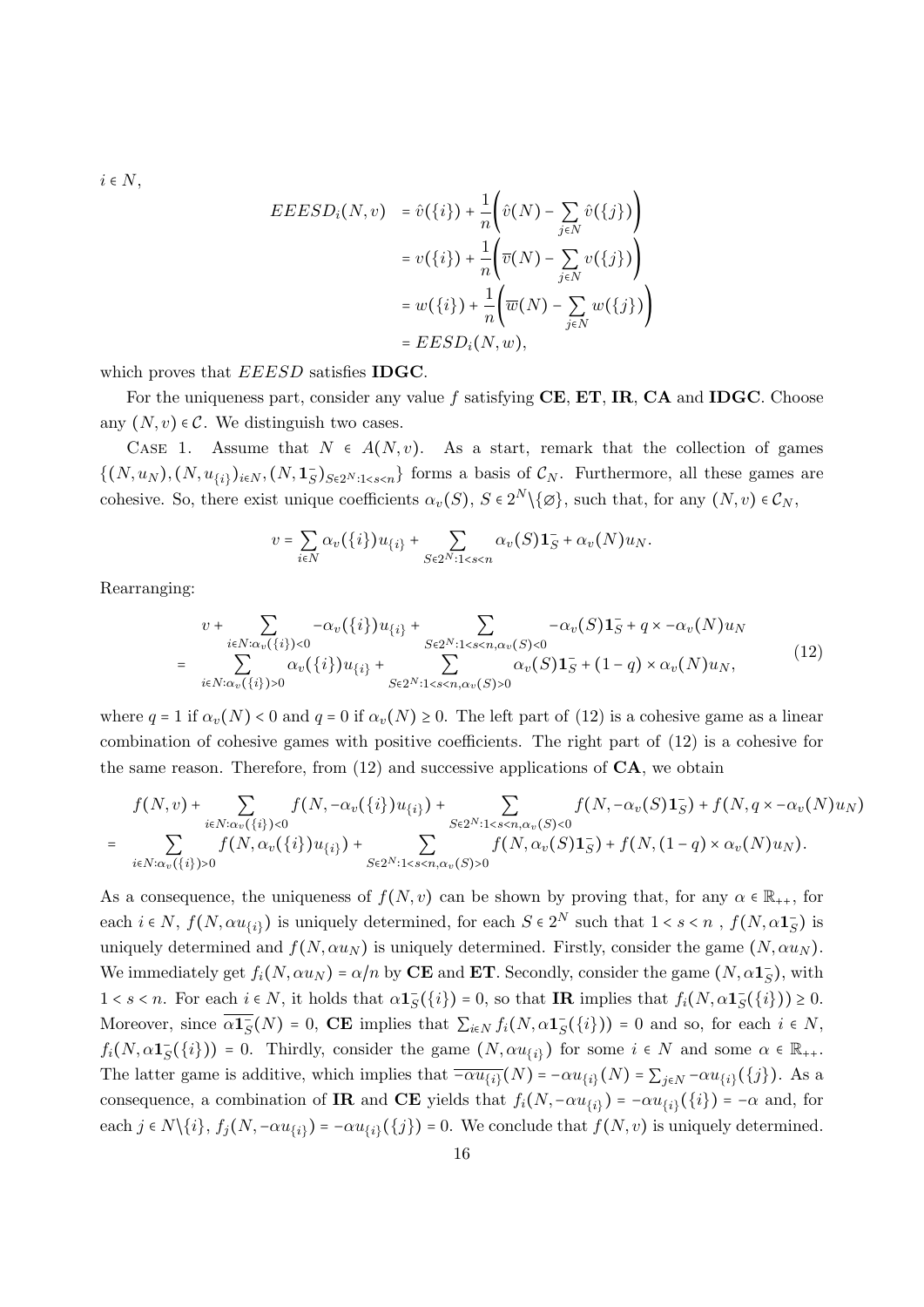$i \in N$,

$$
\begin{aligned}
EEESD_i(N,v) &= \hat{v}(\{i\}) + \frac{1}{n}\Bigg(\hat{v}(N) - \sum_{j\in N}\hat{v}(\{j\})\Bigg)\\
&= v(\{i\}) + \frac{1}{n}\Bigg(\overline{v}(N) - \sum_{j\in N} v(\{j\})\Bigg)\\
&= w(\{i\}) + \frac{1}{n}\Bigg(\overline{w}(N) - \sum_{j\in N} w(\{j\})\Bigg)\\
&= EESD_i(N,w),
\end{aligned}
$$

which proves that $EEESD$ satisfies **IDGC**.

For the uniqueness part, consider any value $f$ satisfying **CE**, **ET**, **IR**, **CA** and **IDGC**. Choose any $(N,v)\in\mathcal{C}$. We distinguish two cases.

Case 1. Assume that $N \in A(N,v)$. As a start, remark that the collection of games $\{(N,u_N),(N,u_{\{i\}})_{i\in N},(N,\mathbf{1}_S^-)_{S\in 2^N:1<s<n}\}$ forms a basis of $\mathcal{C}_N$. Furthermore, all these games are cohesive. So, there exist unique coefficients $\alpha_v(S)$, $S\in 2^N\backslash\{\varnothing\}$, such that, for any $(N,v)\in\mathcal{C}_N$,

$$
v = \sum_{i\in N}\alpha_v(\{i\})u_{\{i\}} + \sum_{S\in 2^N:1<s<n}\alpha_v(S)\mathbf{1}_S^- + \alpha_v(N)u_N.
$$

Rearranging:

$$
\begin{aligned}
& v + \sum_{i\in N:\alpha_v(\{i\})<0} -\alpha_v(\{i\})u_{\{i\}} + \sum_{S\in 2^N:1<s<n,\alpha_v(S)<0} -\alpha_v(S)\mathbf{1}_S^- + q\times -\alpha_v(N)u_N\\
= & \sum_{i\in N:\alpha_v(\{i\})>0}\alpha_v(\{i\})u_{\{i\}} + \sum_{S\in 2^N:1<s<n,\alpha_v(S)>0}\alpha_v(S)\mathbf{1}_S^- + (1-q)\times\alpha_v(N)u_N,
\end{aligned}
\tag{12}
$$

where $q=1$ if $\alpha_v(N)<0$ and $q=0$ if $\alpha_v(N)\geq 0$. The left part of (12) is a cohesive game as a linear combination of cohesive games with positive coefficients. The right part of (12) is a cohesive for the same reason. Therefore, from (12) and successive applications of **CA**, we obtain

$$
\begin{aligned}
& f(N,v) + \sum_{i\in N:\alpha_v(\{i\})<0} f(N,-\alpha_v(\{i\})u_{\{i\}}) + \sum_{S\in 2^N:1<s<n,\alpha_v(S)<0} f(N,-\alpha_v(S)\mathbf{1}_S^-) + f(N,q\times -\alpha_v(N)u_N)\\
= & \sum_{i\in N:\alpha_v(\{i\})>0} f(N,\alpha_v(\{i\})u_{\{i\}}) + \sum_{S\in 2^N:1<s<n,\alpha_v(S)>0} f(N,\alpha_v(S)\mathbf{1}_S^-) + f(N,(1-q)\times\alpha_v(N)u_N).
\end{aligned}
$$

As a consequence, the uniqueness of $f(N,v)$ can be shown by proving that, for any $\alpha\in\mathbb{R}_{++}$, for each $i\in N$, $f(N,\alpha u_{\{i\}})$ is uniquely determined, for each $S\in 2^N$ such that $1<s<n$ , $f(N,\alpha\mathbf{1}_S^-)$ is uniquely determined and $f(N,\alpha u_N)$ is uniquely determined. Firstly, consider the game $(N,\alpha u_N)$. We immediately get $f_i(N,\alpha u_N)=\alpha/n$ by **CE** and **ET**. Secondly, consider the game $(N,\alpha\mathbf{1}_S^-)$, with $1<s<n$. For each $i\in N$, it holds that $\alpha\mathbf{1}_S^-(\{i\})=0$, so that **IR** implies that $f_i(N,\alpha\mathbf{1}_S^-(\{i\}))\geq 0$. Moreover, since $\overline{\alpha\mathbf{1}_S^-}(N)=0$, **CE** implies that $\sum_{i\in N}f_i(N,\alpha\mathbf{1}_S^-(\{i\}))=0$ and so, for each $i\in N$, $f_i(N,\alpha\mathbf{1}_S^-(\{i\}))=0$. Thirdly, consider the game $(N,\alpha u_{\{i\}})$ for some $i\in N$ and some $\alpha\in\mathbb{R}_{++}$. The latter game is additive, which implies that $\overline{-\alpha u_{\{i\}}}(N)=-\alpha u_{\{i\}}(N)=\sum_{j\in N}-\alpha u_{\{i\}}(\{j\})$. As a consequence, a combination of **IR** and **CE** yields that $f_i(N,-\alpha u_{\{i\}})=-\alpha u_{\{i\}}(\{i\})=-\alpha$ and, for each $j\in N\backslash\{i\}$, $f_j(N,-\alpha u_{\{i\}})=-\alpha u_{\{i\}}(\{j\})=0$. We conclude that $f(N,v)$ is uniquely determined.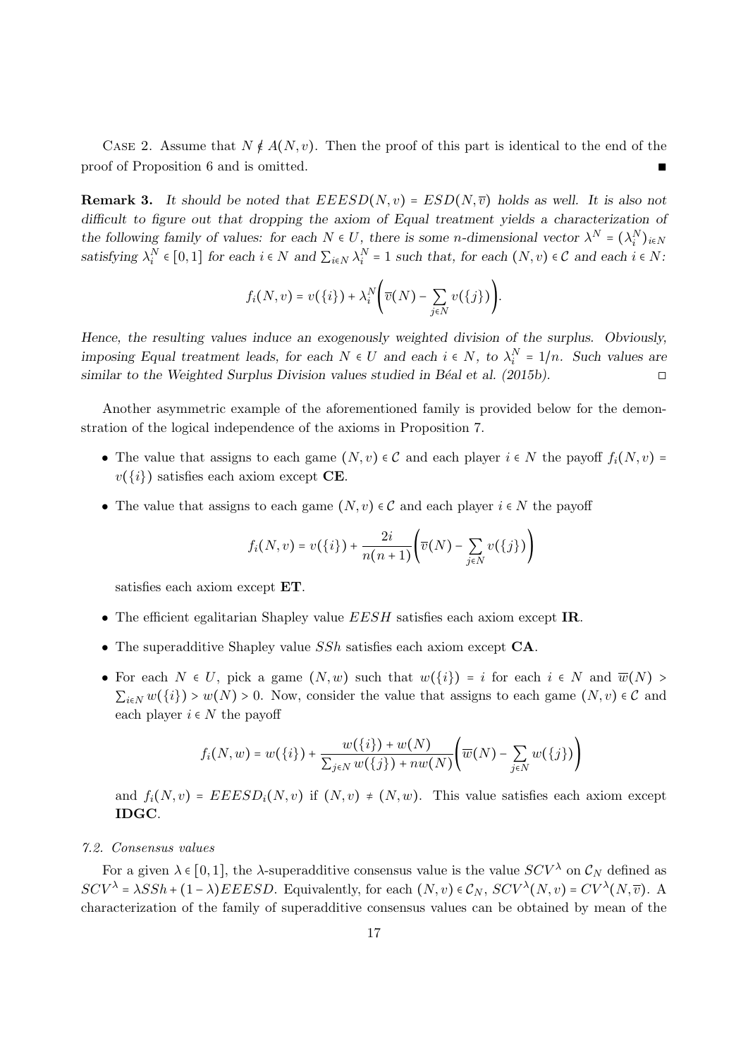Case 2. Assume that $N \notin A(N,v)$. Then the proof of this part is identical to the end of the proof of Proposition 6 and is omitted. ■

**Remark 3.** *It should be noted that $EEESD(N,v) = ESD(N,\overline{v})$ holds as well. It is also not difficult to figure out that dropping the axiom of Equal treatment yields a characterization of the following family of values: for each $N \in U$, there is some $n$-dimensional vector $\lambda^N = (\lambda_i^N)_{i\in N}$ satisfying $\lambda_i^N \in [0,1]$ for each $i \in N$ and $\sum_{i\in N} \lambda_i^N = 1$ such that, for each $(N,v) \in \mathcal{C}$ and each $i \in N$:*

$$f_i(N,v) = v(\{i\}) + \lambda_i^N\bigg(\overline{v}(N) - \sum_{j\in N} v(\{j\})\bigg).$$

*Hence, the resulting values induce an exogenously weighted division of the surplus. Obviously, imposing Equal treatment leads, for each $N \in U$ and each $i \in N$, to $\lambda_i^N = 1/n$. Such values are similar to the Weighted Surplus Division values studied in Béal et al. (2015b).* □

Another asymmetric example of the aforementioned family is provided below for the demonstration of the logical independence of the axioms in Proposition 7.

- The value that assigns to each game $(N,v) \in \mathcal{C}$ and each player $i \in N$ the payoff $f_i(N,v) = v(\{i\})$ satisfies each axiom except **CE**.
- The value that assigns to each game $(N,v) \in \mathcal{C}$ and each player $i \in N$ the payoff

$$f_i(N,v) = v(\{i\}) + \frac{2i}{n(n+1)}\bigg(\overline{v}(N) - \sum_{j\in N} v(\{j\})\bigg)$$

  satisfies each axiom except **ET**.
- The efficient egalitarian Shapley value $EESH$ satisfies each axiom except **IR**.
- The superadditive Shapley value $SSh$ satisfies each axiom except **CA**.
- For each $N \in U$, pick a game $(N,w)$ such that $w(\{i\}) = i$ for each $i \in N$ and $\overline{w}(N) > \sum_{i\in N} w(\{i\}) > w(N) > 0$. Now, consider the value that assigns to each game $(N,v) \in \mathcal{C}$ and each player $i \in N$ the payoff

$$f_i(N,w) = w(\{i\}) + \frac{w(\{i\}) + w(N)}{\sum_{j\in N} w(\{j\}) + nw(N)}\bigg(\overline{w}(N) - \sum_{j\in N} w(\{j\})\bigg)$$

  and $f_i(N,v) = EEESD_i(N,v)$ if $(N,v) \neq (N,w)$. This value satisfies each axiom except **IDGC**.

### 7.2. Consensus values

For a given $\lambda \in [0,1]$, the $\lambda$-superadditive consensus value is the value $SCV^\lambda$ on $\mathcal{C}_N$ defined as $SCV^\lambda = \lambda SSh + (1-\lambda)EEESD$. Equivalently, for each $(N,v) \in \mathcal{C}_N$, $SCV^\lambda(N,v) = CV^\lambda(N,\overline{v})$. A characterization of the family of superadditive consensus values can be obtained by mean of the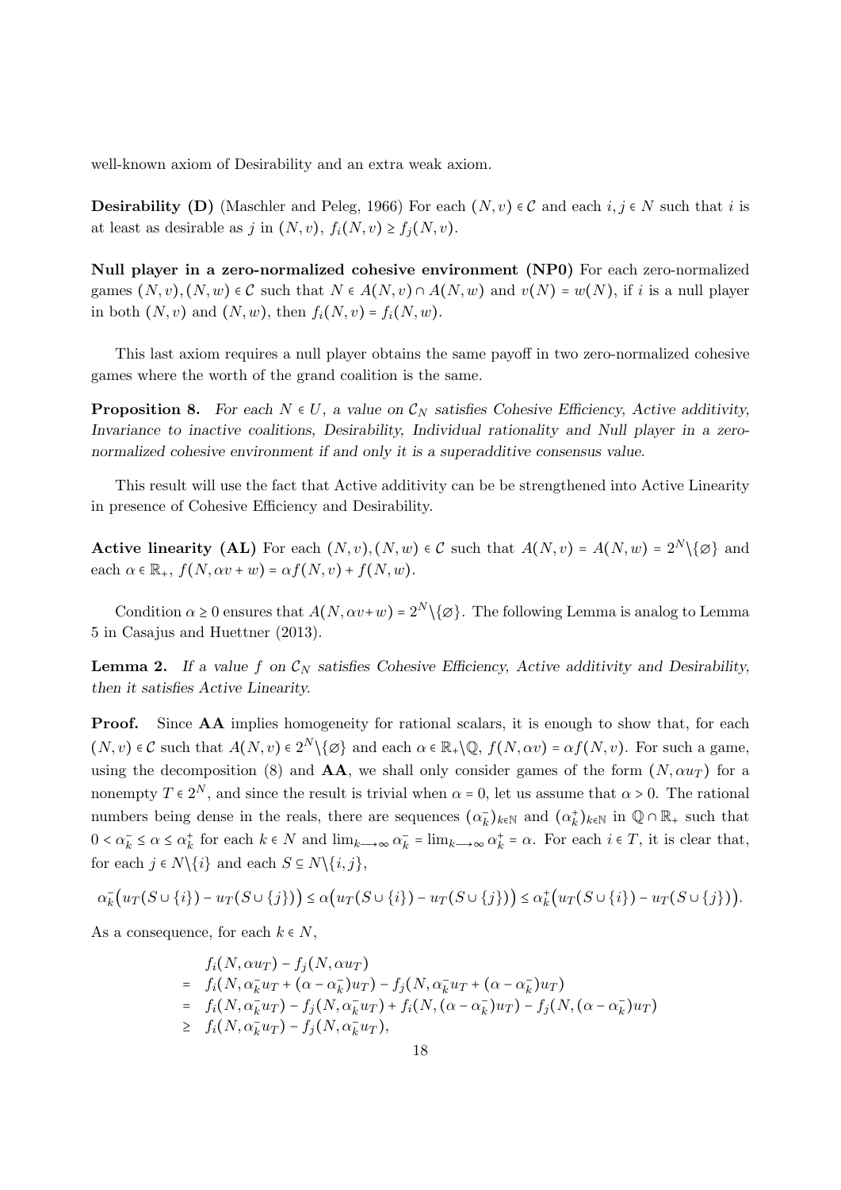well-known axiom of Desirability and an extra weak axiom.

**Desirability (D)** (Maschler and Peleg, 1966) For each $(N,v) \in \mathcal{C}$ and each $i,j \in N$ such that $i$ is at least as desirable as $j$ in $(N,v)$, $f_i(N,v) \geq f_j(N,v)$.

**Null player in a zero-normalized cohesive environment (NP0)** For each zero-normalized games $(N,v),(N,w) \in \mathcal{C}$ such that $N \in A(N,v) \cap A(N,w)$ and $v(N) = w(N)$, if $i$ is a null player in both $(N,v)$ and $(N,w)$, then $f_i(N,v) = f_i(N,w)$.

This last axiom requires a null player obtains the same payoff in two zero-normalized cohesive games where the worth of the grand coalition is the same.

**Proposition 8.** *For each $N \in U$, a value on $\mathcal{C}_N$ satisfies Cohesive Efficiency, Active additivity, Invariance to inactive coalitions, Desirability, Individual rationality and Null player in a zero-normalized cohesive environment if and only it is a superadditive consensus value.*

This result will use the fact that Active additivity can be be strengthened into Active Linearity in presence of Cohesive Efficiency and Desirability.

**Active linearity (AL)** For each $(N,v),(N,w) \in \mathcal{C}$ such that $A(N,v) = A(N,w) = 2^N \backslash \{\varnothing\}$ and each $\alpha \in \mathbb{R}_+$, $f(N,\alpha v + w) = \alpha f(N,v) + f(N,w)$.

Condition $\alpha \geq 0$ ensures that $A(N,\alpha v + w) = 2^N \backslash \{\varnothing\}$. The following Lemma is analog to Lemma 5 in Casajus and Huettner (2013).

**Lemma 2.** *If a value $f$ on $\mathcal{C}_N$ satisfies Cohesive Efficiency, Active additivity and Desirability, then it satisfies Active Linearity.*

**Proof.** Since **AA** implies homogeneity for rational scalars, it is enough to show that, for each $(N,v) \in \mathcal{C}$ such that $A(N,v) \in 2^N \backslash \{\varnothing\}$ and each $\alpha \in \mathbb{R}_+ \backslash \mathbb{Q}$, $f(N,\alpha v) = \alpha f(N,v)$. For such a game, using the decomposition (8) and **AA**, we shall only consider games of the form $(N,\alpha u_T)$ for a nonempty $T \in 2^N$, and since the result is trivial when $\alpha = 0$, let us assume that $\alpha > 0$. The rational numbers being dense in the reals, there are sequences $(\alpha_k^-)_{k\in\mathbb{N}}$ and $(\alpha_k^+)_{k\in\mathbb{N}}$ in $\mathbb{Q} \cap \mathbb{R}_+$ such that $0 < \alpha_k^- \leq \alpha \leq \alpha_k^+$ for each $k \in N$ and $\lim_{k\longrightarrow\infty} \alpha_k^- = \lim_{k\longrightarrow\infty} \alpha_k^+ = \alpha$. For each $i \in T$, it is clear that, for each $j \in N \backslash \{i\}$ and each $S \subseteq N \backslash \{i,j\}$,

$$\alpha_k^-\big(u_T(S \cup \{i\}) - u_T(S \cup \{j\})\big) \leq \alpha\big(u_T(S \cup \{i\}) - u_T(S \cup \{j\})\big) \leq \alpha_k^+\big(u_T(S \cup \{i\}) - u_T(S \cup \{j\})\big).$$

As a consequence, for each $k \in N$,

$$\begin{aligned}
& f_i(N,\alpha u_T) - f_j(N,\alpha u_T) \\
= \;& f_i(N,\alpha_k^- u_T + (\alpha - \alpha_k^-)u_T) - f_j(N,\alpha_k^- u_T + (\alpha - \alpha_k^-)u_T) \\
= \;& f_i(N,\alpha_k^- u_T) - f_j(N,\alpha_k^- u_T) + f_i(N,(\alpha - \alpha_k^-)u_T) - f_j(N,(\alpha - \alpha_k^-)u_T) \\
\geq \;& f_i(N,\alpha_k^- u_T) - f_j(N,\alpha_k^- u_T),
\end{aligned}$$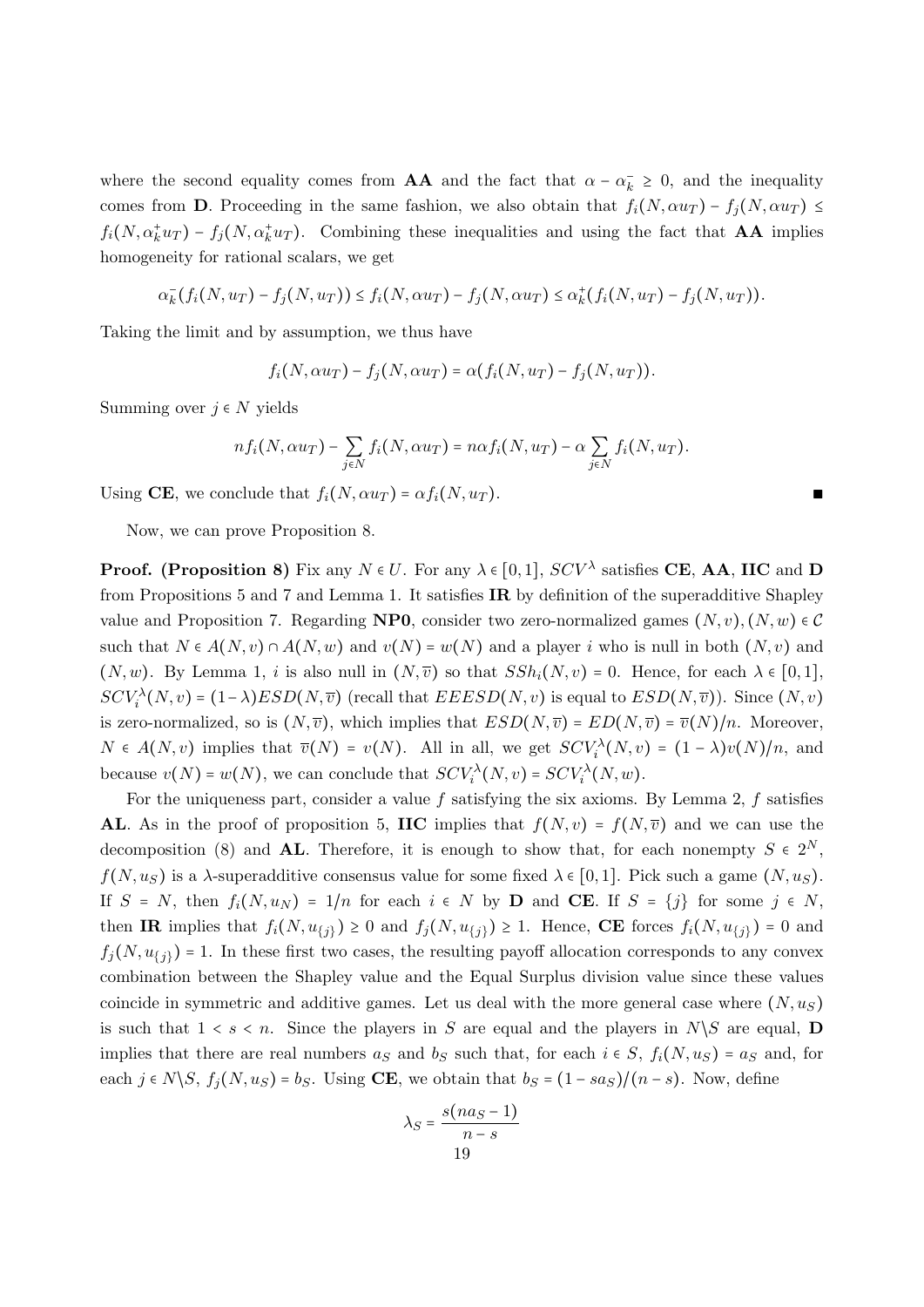where the second equality comes from **AA** and the fact that $\alpha - \alpha_k^- \geq 0$, and the inequality comes from **D**. Proceeding in the same fashion, we also obtain that $f_i(N, \alpha u_T) - f_j(N, \alpha u_T) \leq f_i(N, \alpha_k^+ u_T) - f_j(N, \alpha_k^+ u_T)$. Combining these inequalities and using the fact that **AA** implies homogeneity for rational scalars, we get

$$\alpha_k^-(f_i(N, u_T) - f_j(N, u_T)) \leq f_i(N, \alpha u_T) - f_j(N, \alpha u_T) \leq \alpha_k^+(f_i(N, u_T) - f_j(N, u_T)).$$

Taking the limit and by assumption, we thus have

$$f_i(N, \alpha u_T) - f_j(N, \alpha u_T) = \alpha(f_i(N, u_T) - f_j(N, u_T)).$$

Summing over $j \in N$ yields

$$n f_i(N, \alpha u_T) - \sum_{j \in N} f_i(N, \alpha u_T) = n\alpha f_i(N, u_T) - \alpha \sum_{j \in N} f_i(N, u_T).$$

Using **CE**, we conclude that $f_i(N, \alpha u_T) = \alpha f_i(N, u_T)$. ∎

Now, we can prove Proposition 8.

**Proof. (Proposition 8)** Fix any $N \in U$. For any $\lambda \in [0,1]$, $SCV^\lambda$ satisfies **CE**, **AA**, **IIC** and **D** from Propositions 5 and 7 and Lemma 1. It satisfies **IR** by definition of the superadditive Shapley value and Proposition 7. Regarding **NP0**, consider two zero-normalized games $(N, v), (N, w) \in \mathcal{C}$ such that $N \in A(N, v) \cap A(N, w)$ and $v(N) = w(N)$ and a player $i$ who is null in both $(N, v)$ and $(N, w)$. By Lemma 1, $i$ is also null in $(N, \overline{v})$ so that $SSh_i(N, v) = 0$. Hence, for each $\lambda \in [0,1]$, $SCV_i^\lambda(N, v) = (1 - \lambda)ESD(N, \overline{v})$ (recall that $EEESD(N, v)$ is equal to $ESD(N, \overline{v})$). Since $(N, v)$ is zero-normalized, so is $(N, \overline{v})$, which implies that $ESD(N, \overline{v}) = ED(N, \overline{v}) = \overline{v}(N)/n$. Moreover, $N \in A(N, v)$ implies that $\overline{v}(N) = v(N)$. All in all, we get $SCV_i^\lambda(N, v) = (1 - \lambda)v(N)/n$, and because $v(N) = w(N)$, we can conclude that $SCV_i^\lambda(N, v) = SCV_i^\lambda(N, w)$.

For the uniqueness part, consider a value $f$ satisfying the six axioms. By Lemma 2, $f$ satisfies **AL**. As in the proof of proposition 5, **IIC** implies that $f(N, v) = f(N, \overline{v})$ and we can use the decomposition (8) and **AL**. Therefore, it is enough to show that, for each nonempty $S \in 2^N$, $f(N, u_S)$ is a $\lambda$-superadditive consensus value for some fixed $\lambda \in [0,1]$. Pick such a game $(N, u_S)$. If $S = N$, then $f_i(N, u_N) = 1/n$ for each $i \in N$ by **D** and **CE**. If $S = \{j\}$ for some $j \in N$, then **IR** implies that $f_i(N, u_{\{j\}}) \geq 0$ and $f_j(N, u_{\{j\}}) \geq 1$. Hence, **CE** forces $f_i(N, u_{\{j\}}) = 0$ and $f_j(N, u_{\{j\}}) = 1$. In these first two cases, the resulting payoff allocation corresponds to any convex combination between the Shapley value and the Equal Surplus division value since these values coincide in symmetric and additive games. Let us deal with the more general case where $(N, u_S)$ is such that $1 < s < n$. Since the players in $S$ are equal and the players in $N \backslash S$ are equal, **D** implies that there are real numbers $a_S$ and $b_S$ such that, for each $i \in S$, $f_i(N, u_S) = a_S$ and, for each $j \in N \backslash S$, $f_j(N, u_S) = b_S$. Using **CE**, we obtain that $b_S = (1 - s a_S)/(n - s)$. Now, define

$$\lambda_S = \frac{s(n a_S - 1)}{n - s}$$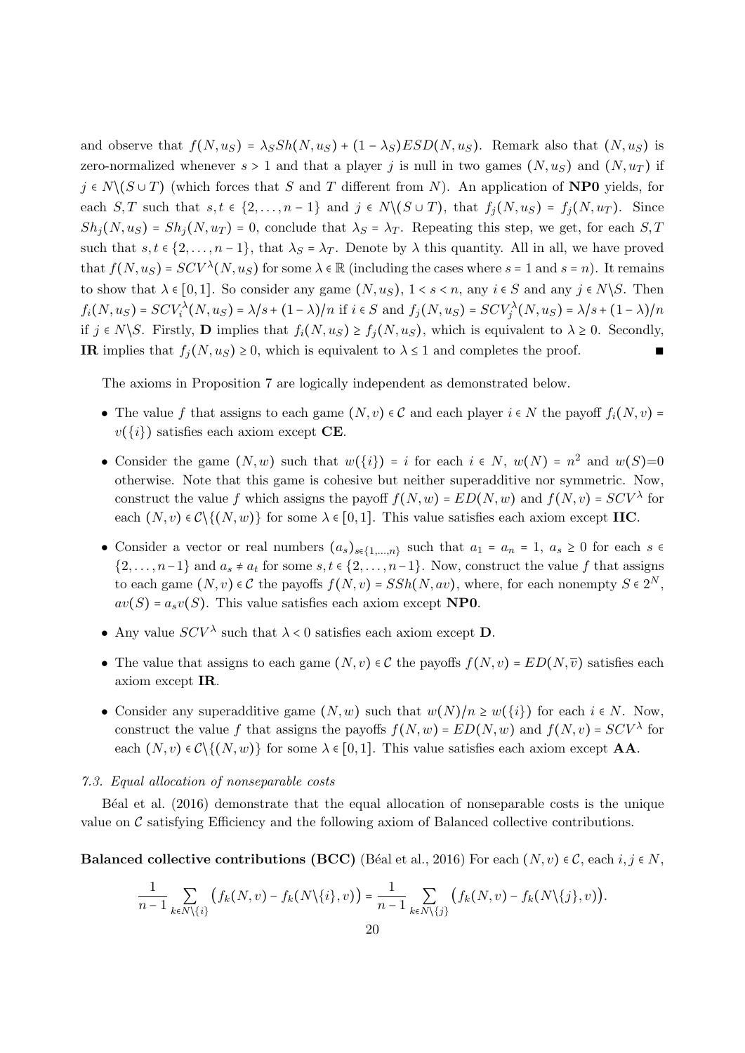and observe that $f(N, u_S) = \lambda_S Sh(N, u_S) + (1 - \lambda_S) ESD(N, u_S)$. Remark also that $(N, u_S)$ is zero-normalized whenever $s > 1$ and that a player $j$ is null in two games $(N, u_S)$ and $(N, u_T)$ if $j \in N \backslash (S \cup T)$ (which forces that $S$ and $T$ different from $N$). An application of **NP0** yields, for each $S, T$ such that $s, t \in \{2, \ldots, n-1\}$ and $j \in N \backslash (S \cup T)$, that $f_j(N, u_S) = f_j(N, u_T)$. Since $Sh_j(N, u_S) = Sh_j(N, u_T) = 0$, conclude that $\lambda_S = \lambda_T$. Repeating this step, we get, for each $S, T$ such that $s, t \in \{2, \ldots, n-1\}$, that $\lambda_S = \lambda_T$. Denote by $\lambda$ this quantity. All in all, we have proved that $f(N, u_S) = SCV^\lambda(N, u_S)$ for some $\lambda \in \mathbb{R}$ (including the cases where $s = 1$ and $s = n$). It remains to show that $\lambda \in [0, 1]$. So consider any game $(N, u_S)$, $1 < s < n$, any $i \in S$ and any $j \in N \backslash S$. Then $f_i(N, u_S) = SCV_i^\lambda(N, u_S) = \lambda/s + (1 - \lambda)/n$ if $i \in S$ and $f_j(N, u_S) = SCV_j^\lambda(N, u_S) = \lambda/s + (1 - \lambda)/n$ if $j \in N \backslash S$. Firstly, **D** implies that $f_i(N, u_S) \geq f_j(N, u_S)$, which is equivalent to $\lambda \geq 0$. Secondly, **IR** implies that $f_j(N, u_S) \geq 0$, which is equivalent to $\lambda \leq 1$ and completes the proof. ■

The axioms in Proposition 7 are logically independent as demonstrated below.

- The value $f$ that assigns to each game $(N, v) \in \mathcal{C}$ and each player $i \in N$ the payoff $f_i(N, v) = v(\{i\})$ satisfies each axiom except **CE**.
- Consider the game $(N, w)$ such that $w(\{i\}) = i$ for each $i \in N$, $w(N) = n^2$ and $w(S)$=0 otherwise. Note that this game is cohesive but neither superadditive nor symmetric. Now, construct the value $f$ which assigns the payoff $f(N, w) = ED(N, w)$ and $f(N, v) = SCV^\lambda$ for each $(N, v) \in \mathcal{C} \backslash \{(N, w)\}$ for some $\lambda \in [0, 1]$. This value satisfies each axiom except **IIC**.
- Consider a vector or real numbers $(a_s)_{s \in \{1, \ldots, n\}}$ such that $a_1 = a_n = 1$, $a_s \geq 0$ for each $s \in \{2, \ldots, n-1\}$ and $a_s \neq a_t$ for some $s, t \in \{2, \ldots, n-1\}$. Now, construct the value $f$ that assigns to each game $(N, v) \in \mathcal{C}$ the payoffs $f(N, v) = SSh(N, av)$, where, for each nonempty $S \in 2^N$, $av(S) = a_s v(S)$. This value satisfies each axiom except **NP0**.
- Any value $SCV^\lambda$ such that $\lambda < 0$ satisfies each axiom except **D**.
- The value that assigns to each game $(N, v) \in \mathcal{C}$ the payoffs $f(N, v) = ED(N, \overline{v})$ satisfies each axiom except **IR**.
- Consider any superadditive game $(N, w)$ such that $w(N)/n \geq w(\{i\})$ for each $i \in N$. Now, construct the value $f$ that assigns the payoffs $f(N, w) = ED(N, w)$ and $f(N, v) = SCV^\lambda$ for each $(N, v) \in \mathcal{C} \backslash \{(N, w)\}$ for some $\lambda \in [0, 1]$. This value satisfies each axiom except **AA**.

### *7.3. Equal allocation of nonseparable costs*

Béal et al. (2016) demonstrate that the equal allocation of nonseparable costs is the unique value on $\mathcal{C}$ satisfying Efficiency and the following axiom of Balanced collective contributions.

**Balanced collective contributions (BCC)** (Béal et al., 2016) For each $(N, v) \in \mathcal{C}$, each $i, j \in N$,

$$\frac{1}{n-1} \sum_{k \in N \backslash \{i\}} \big( f_k(N, v) - f_k(N \backslash \{i\}, v) \big) = \frac{1}{n-1} \sum_{k \in N \backslash \{j\}} \big( f_k(N, v) - f_k(N \backslash \{j\}, v) \big).$$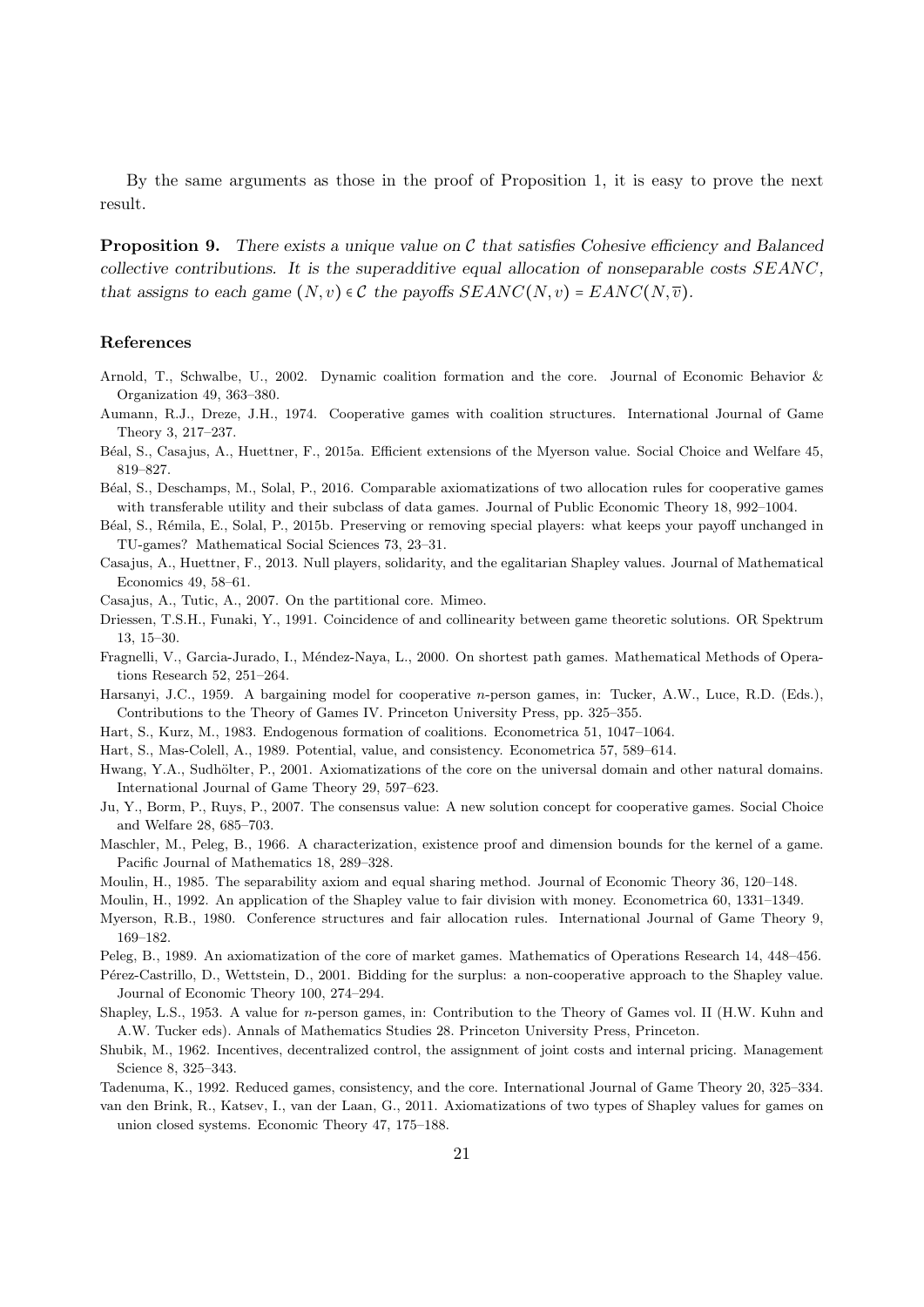By the same arguments as those in the proof of Proposition 1, it is easy to prove the next result.

**Proposition 9.** *There exists a unique value on $\mathcal{C}$ that satisfies Cohesive efficiency and Balanced collective contributions. It is the superadditive equal allocation of nonseparable costs $SEANC$, that assigns to each game $(N, v) \in \mathcal{C}$ the payoffs $SEANC(N, v) = EANC(N, \overline{v})$.*

## References

Arnold, T., Schwalbe, U., 2002. Dynamic coalition formation and the core. Journal of Economic Behavior & Organization 49, 363–380.

Aumann, R.J., Dreze, J.H., 1974. Cooperative games with coalition structures. International Journal of Game Theory 3, 217–237.

Béal, S., Casajus, A., Huettner, F., 2015a. Efficient extensions of the Myerson value. Social Choice and Welfare 45, 819–827.

Béal, S., Deschamps, M., Solal, P., 2016. Comparable axiomatizations of two allocation rules for cooperative games with transferable utility and their subclass of data games. Journal of Public Economic Theory 18, 992–1004.

Béal, S., Rémila, E., Solal, P., 2015b. Preserving or removing special players: what keeps your payoff unchanged in TU-games? Mathematical Social Sciences 73, 23–31.

Casajus, A., Huettner, F., 2013. Null players, solidarity, and the egalitarian Shapley values. Journal of Mathematical Economics 49, 58–61.

Casajus, A., Tutic, A., 2007. On the partitional core. Mimeo.

Driessen, T.S.H., Funaki, Y., 1991. Coincidence of and collinearity between game theoretic solutions. OR Spektrum 13, 15–30.

Fragnelli, V., Garcia-Jurado, I., Méndez-Naya, L., 2000. On shortest path games. Mathematical Methods of Operations Research 52, 251–264.

Harsanyi, J.C., 1959. A bargaining model for cooperative $n$-person games, in: Tucker, A.W., Luce, R.D. (Eds.), Contributions to the Theory of Games IV. Princeton University Press, pp. 325–355.

Hart, S., Kurz, M., 1983. Endogenous formation of coalitions. Econometrica 51, 1047–1064.

Hart, S., Mas-Colell, A., 1989. Potential, value, and consistency. Econometrica 57, 589–614.

Hwang, Y.A., Sudhölter, P., 2001. Axiomatizations of the core on the universal domain and other natural domains. International Journal of Game Theory 29, 597–623.

Ju, Y., Borm, P., Ruys, P., 2007. The consensus value: A new solution concept for cooperative games. Social Choice and Welfare 28, 685–703.

Maschler, M., Peleg, B., 1966. A characterization, existence proof and dimension bounds for the kernel of a game. Pacific Journal of Mathematics 18, 289–328.

Moulin, H., 1985. The separability axiom and equal sharing method. Journal of Economic Theory 36, 120–148.

Moulin, H., 1992. An application of the Shapley value to fair division with money. Econometrica 60, 1331–1349.

Myerson, R.B., 1980. Conference structures and fair allocation rules. International Journal of Game Theory 9, 169–182.

Peleg, B., 1989. An axiomatization of the core of market games. Mathematics of Operations Research 14, 448–456.

Pérez-Castrillo, D., Wettstein, D., 2001. Bidding for the surplus: a non-cooperative approach to the Shapley value. Journal of Economic Theory 100, 274–294.

Shapley, L.S., 1953. A value for $n$-person games, in: Contribution to the Theory of Games vol. II (H.W. Kuhn and A.W. Tucker eds). Annals of Mathematics Studies 28. Princeton University Press, Princeton.

Shubik, M., 1962. Incentives, decentralized control, the assignment of joint costs and internal pricing. Management Science 8, 325–343.

Tadenuma, K., 1992. Reduced games, consistency, and the core. International Journal of Game Theory 20, 325–334.

van den Brink, R., Katsev, I., van der Laan, G., 2011. Axiomatizations of two types of Shapley values for games on union closed systems. Economic Theory 47, 175–188.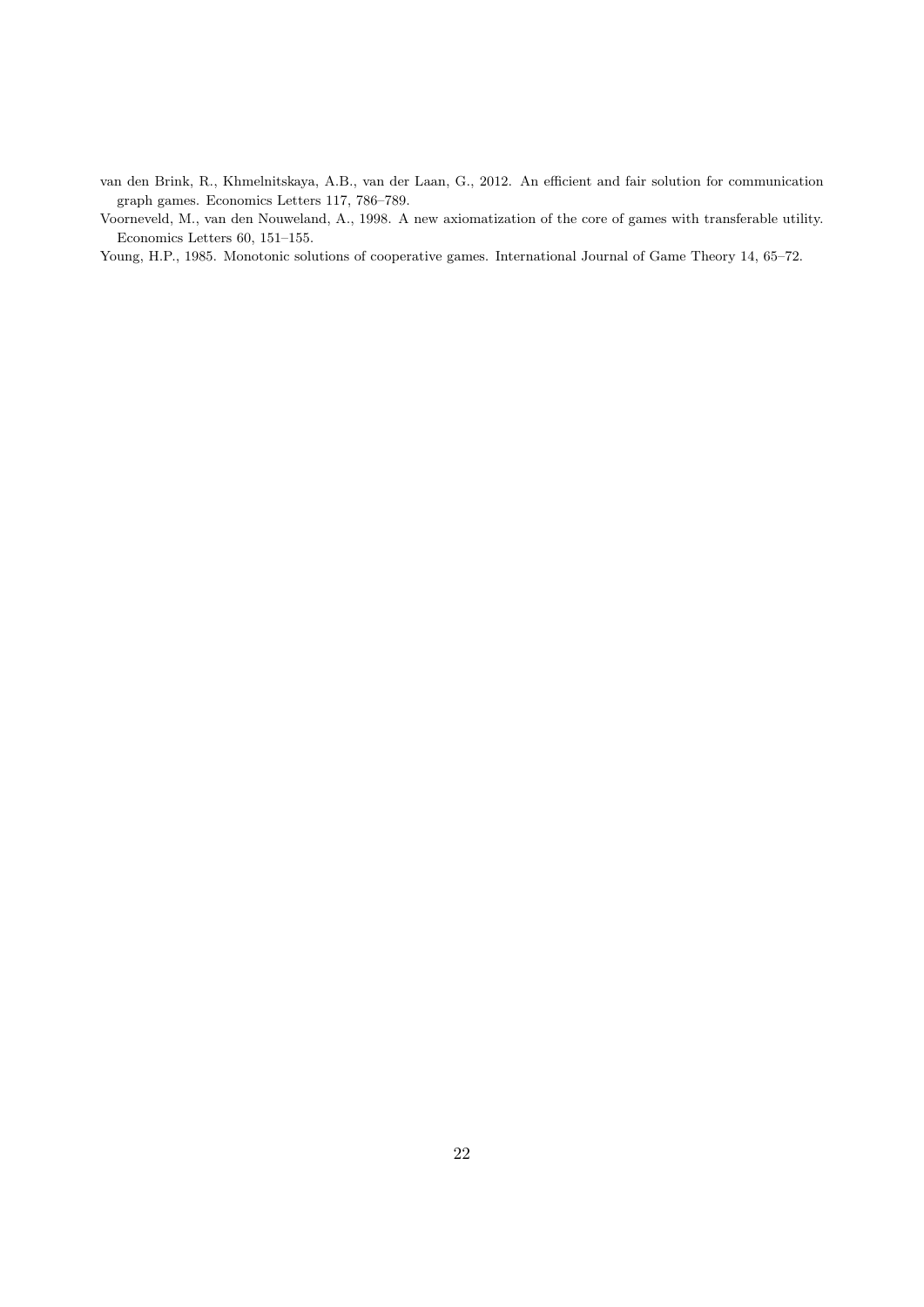van den Brink, R., Khmelnitskaya, A.B., van der Laan, G., 2012. An efficient and fair solution for communication graph games. Economics Letters 117, 786–789.

Voorneveld, M., van den Nouweland, A., 1998. A new axiomatization of the core of games with transferable utility. Economics Letters 60, 151–155.

Young, H.P., 1985. Monotonic solutions of cooperative games. International Journal of Game Theory 14, 65–72.